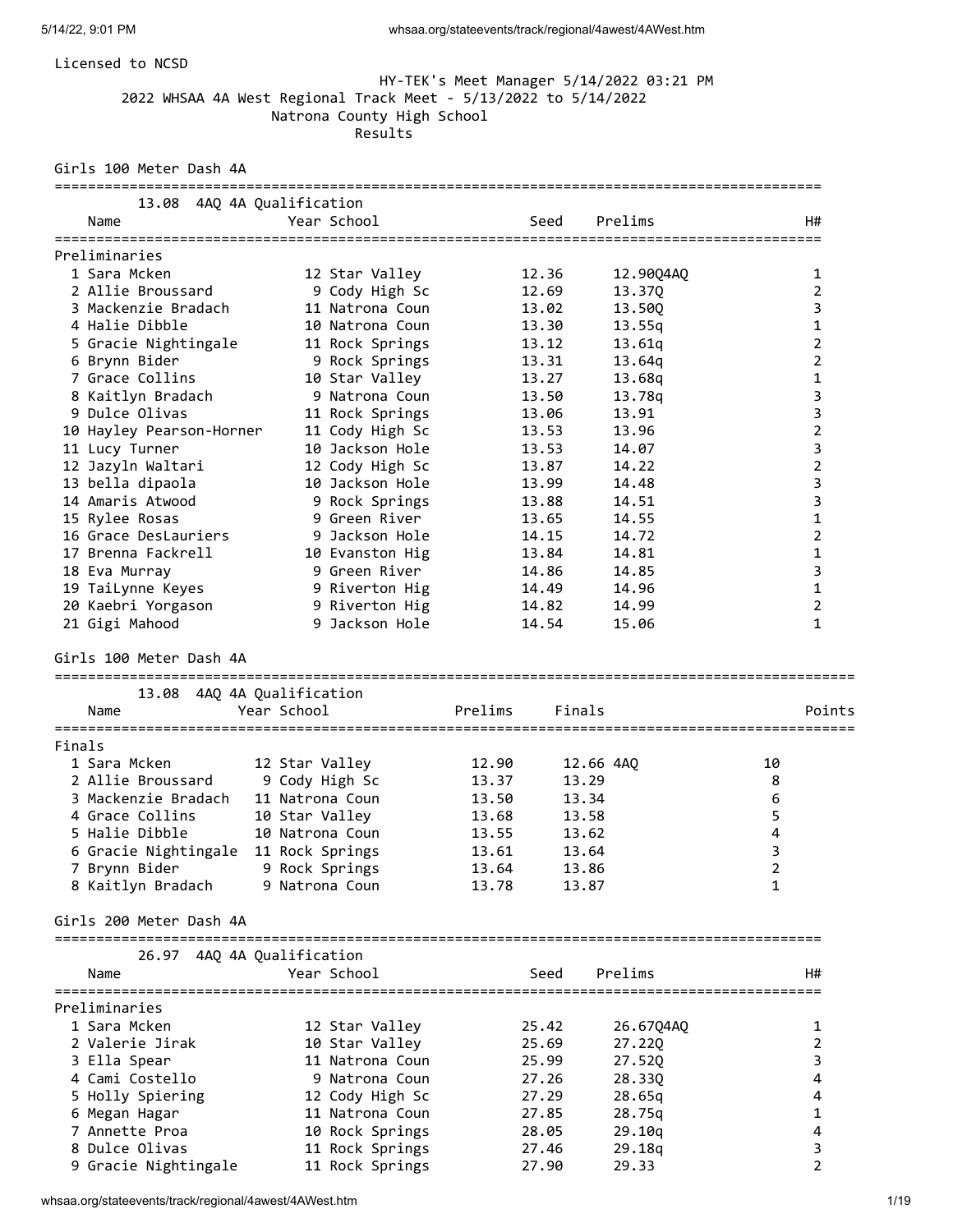Licensed to NCSD

HY-TEK's Meet Manager 5/14/2022 03:21 PM

2022 WHSAA 4A West Regional Track Meet - 5/13/2022 to 5/14/2022

Natrona County High School

Results

## Girls 100 Meter Dash 4A

13.08 4AQ 4A Qualification

**Preliminaries**

| | Name | Year | School | Seed | Prelims | H# |
|---|---|---|---|---|---|---|
| 1 | Sara Mcken | 12 | Star Valley | 12.36 | 12.90Q4AQ | 1 |
| 2 | Allie Broussard | 9 | Cody High Sc | 12.69 | 13.37Q | 2 |
| 3 | Mackenzie Bradach | 11 | Natrona Coun | 13.02 | 13.50Q | 3 |
| 4 | Halie Dibble | 10 | Natrona Coun | 13.30 | 13.55q | 1 |
| 5 | Gracie Nightingale | 11 | Rock Springs | 13.12 | 13.61q | 2 |
| 6 | Brynn Bider | 9 | Rock Springs | 13.31 | 13.64q | 2 |
| 7 | Grace Collins | 10 | Star Valley | 13.27 | 13.68q | 1 |
| 8 | Kaitlyn Bradach | 9 | Natrona Coun | 13.50 | 13.78q | 3 |
| 9 | Dulce Olivas | 11 | Rock Springs | 13.06 | 13.91 | 3 |
| 10 | Hayley Pearson-Horner | 11 | Cody High Sc | 13.53 | 13.96 | 2 |
| 11 | Lucy Turner | 10 | Jackson Hole | 13.53 | 14.07 | 3 |
| 12 | Jazyln Waltari | 12 | Cody High Sc | 13.87 | 14.22 | 2 |
| 13 | bella dipaola | 10 | Jackson Hole | 13.99 | 14.48 | 3 |
| 14 | Amaris Atwood | 9 | Rock Springs | 13.88 | 14.51 | 3 |
| 15 | Rylee Rosas | 9 | Green River | 13.65 | 14.55 | 1 |
| 16 | Grace DesLauriers | 9 | Jackson Hole | 14.15 | 14.72 | 2 |
| 17 | Brenna Fackrell | 10 | Evanston Hig | 13.84 | 14.81 | 1 |
| 18 | Eva Murray | 9 | Green River | 14.86 | 14.85 | 3 |
| 19 | TaiLynne Keyes | 9 | Riverton Hig | 14.49 | 14.96 | 1 |
| 20 | Kaebri Yorgason | 9 | Riverton Hig | 14.82 | 14.99 | 2 |
| 21 | Gigi Mahood | 9 | Jackson Hole | 14.54 | 15.06 | 1 |

## Girls 100 Meter Dash 4A

13.08 4AQ 4A Qualification

**Finals**

| | Name | Year | School | Prelims | Finals | Points |
|---|---|---|---|---|---|---|
| 1 | Sara Mcken | 12 | Star Valley | 12.90 | 12.66 4AQ | 10 |
| 2 | Allie Broussard | 9 | Cody High Sc | 13.37 | 13.29 | 8 |
| 3 | Mackenzie Bradach | 11 | Natrona Coun | 13.50 | 13.34 | 6 |
| 4 | Grace Collins | 10 | Star Valley | 13.68 | 13.58 | 5 |
| 5 | Halie Dibble | 10 | Natrona Coun | 13.55 | 13.62 | 4 |
| 6 | Gracie Nightingale | 11 | Rock Springs | 13.61 | 13.64 | 3 |
| 7 | Brynn Bider | 9 | Rock Springs | 13.64 | 13.86 | 2 |
| 8 | Kaitlyn Bradach | 9 | Natrona Coun | 13.78 | 13.87 | 1 |

## Girls 200 Meter Dash 4A

26.97 4AQ 4A Qualification

**Preliminaries**

| | Name | Year | School | Seed | Prelims | H# |
|---|---|---|---|---|---|---|
| 1 | Sara Mcken | 12 | Star Valley | 25.42 | 26.67Q4AQ | 1 |
| 2 | Valerie Jirak | 10 | Star Valley | 25.69 | 27.22Q | 2 |
| 3 | Ella Spear | 11 | Natrona Coun | 25.99 | 27.52Q | 3 |
| 4 | Cami Costello | 9 | Natrona Coun | 27.26 | 28.33Q | 4 |
| 5 | Holly Spiering | 12 | Cody High Sc | 27.29 | 28.65q | 4 |
| 6 | Megan Hagar | 11 | Natrona Coun | 27.85 | 28.75q | 1 |
| 7 | Annette Proa | 10 | Rock Springs | 28.05 | 29.10q | 4 |
| 8 | Dulce Olivas | 11 | Rock Springs | 27.46 | 29.18q | 3 |
| 9 | Gracie Nightingale | 11 | Rock Springs | 27.90 | 29.33 | 2 |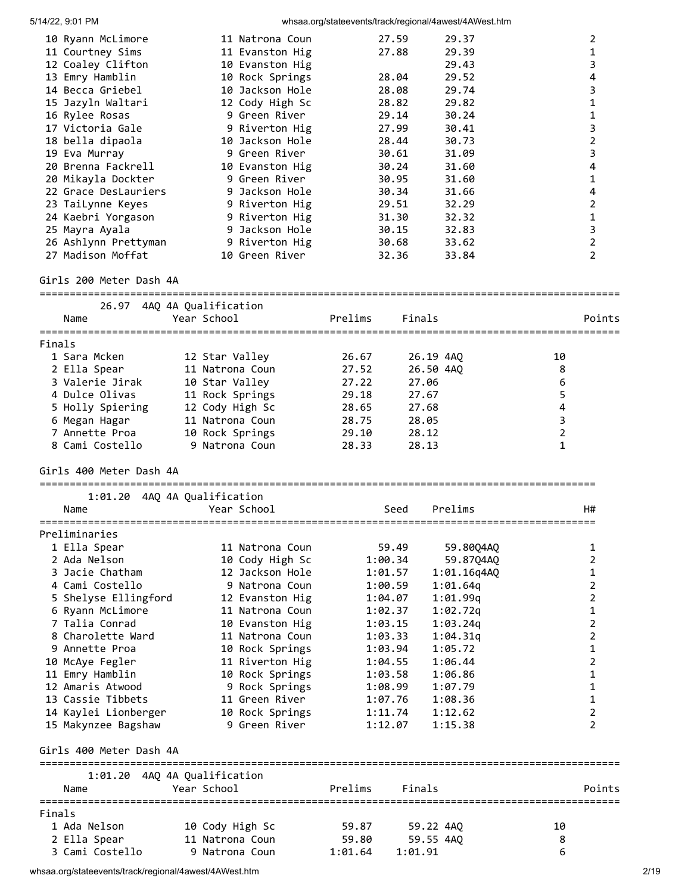| Place | Name | Year | School | Seed | Prelims | H# |
|---|---|---|---|---|---|---|
| 10 | Ryann McLimore | 11 | Natrona Coun | 27.59 | 29.37 | 2 |
| 11 | Courtney Sims | 11 | Evanston Hig | 27.88 | 29.39 | 1 |
| 12 | Coaley Clifton | 10 | Evanston Hig | | 29.43 | 3 |
| 13 | Emry Hamblin | 10 | Rock Springs | 28.04 | 29.52 | 4 |
| 14 | Becca Griebel | 10 | Jackson Hole | 28.08 | 29.74 | 3 |
| 15 | Jazyln Waltari | 12 | Cody High Sc | 28.82 | 29.82 | 1 |
| 16 | Rylee Rosas | 9 | Green River | 29.14 | 30.24 | 1 |
| 17 | Victoria Gale | 9 | Riverton Hig | 27.99 | 30.41 | 3 |
| 18 | bella dipaola | 10 | Jackson Hole | 28.44 | 30.73 | 2 |
| 19 | Eva Murray | 9 | Green River | 30.61 | 31.09 | 3 |
| 20 | Brenna Fackrell | 10 | Evanston Hig | 30.24 | 31.60 | 4 |
| 20 | Mikayla Dockter | 9 | Green River | 30.95 | 31.60 | 1 |
| 22 | Grace DesLauriers | 9 | Jackson Hole | 30.34 | 31.66 | 4 |
| 23 | TaiLynne Keyes | 9 | Riverton Hig | 29.51 | 32.29 | 2 |
| 24 | Kaebri Yorgason | 9 | Riverton Hig | 31.30 | 32.32 | 1 |
| 25 | Mayra Ayala | 9 | Jackson Hole | 30.15 | 32.83 | 3 |
| 26 | Ashlynn Prettyman | 9 | Riverton Hig | 30.68 | 33.62 | 2 |
| 27 | Madison Moffat | 10 | Green River | 32.36 | 33.84 | 2 |

## Girls 200 Meter Dash 4A

26.97 4AQ 4A Qualification

**Finals**

| Place | Name | Year | School | Prelims | Finals | Points |
|---|---|---|---|---|---|---|
| 1 | Sara Mcken | 12 | Star Valley | 26.67 | 26.19 4AQ | 10 |
| 2 | Ella Spear | 11 | Natrona Coun | 27.52 | 26.50 4AQ | 8 |
| 3 | Valerie Jirak | 10 | Star Valley | 27.22 | 27.06 | 6 |
| 4 | Dulce Olivas | 11 | Rock Springs | 29.18 | 27.67 | 5 |
| 5 | Holly Spiering | 12 | Cody High Sc | 28.65 | 27.68 | 4 |
| 6 | Megan Hagar | 11 | Natrona Coun | 28.75 | 28.05 | 3 |
| 7 | Annette Proa | 10 | Rock Springs | 29.10 | 28.12 | 2 |
| 8 | Cami Costello | 9 | Natrona Coun | 28.33 | 28.13 | 1 |

## Girls 400 Meter Dash 4A

1:01.20 4AQ 4A Qualification

**Preliminaries**

| Place | Name | Year | School | Seed | Prelims | H# |
|---|---|---|---|---|---|---|
| 1 | Ella Spear | 11 | Natrona Coun | 59.49 | 59.80Q4AQ | 1 |
| 2 | Ada Nelson | 10 | Cody High Sc | 1:00.34 | 59.87Q4AQ | 2 |
| 3 | Jacie Chatham | 12 | Jackson Hole | 1:01.57 | 1:01.16q4AQ | 1 |
| 4 | Cami Costello | 9 | Natrona Coun | 1:00.59 | 1:01.64q | 2 |
| 5 | Shelyse Ellingford | 12 | Evanston Hig | 1:04.07 | 1:01.99q | 2 |
| 6 | Ryann McLimore | 11 | Natrona Coun | 1:02.37 | 1:02.72q | 1 |
| 7 | Talia Conrad | 10 | Evanston Hig | 1:03.15 | 1:03.24q | 2 |
| 8 | Charolette Ward | 11 | Natrona Coun | 1:03.33 | 1:04.31q | 2 |
| 9 | Annette Proa | 10 | Rock Springs | 1:03.94 | 1:05.72 | 1 |
| 10 | McAye Fegler | 11 | Riverton Hig | 1:04.55 | 1:06.44 | 2 |
| 11 | Emry Hamblin | 10 | Rock Springs | 1:03.58 | 1:06.86 | 1 |
| 12 | Amaris Atwood | 9 | Rock Springs | 1:08.99 | 1:07.79 | 1 |
| 13 | Cassie Tibbets | 11 | Green River | 1:07.76 | 1:08.36 | 1 |
| 14 | Kaylei Lionberger | 10 | Rock Springs | 1:11.74 | 1:12.62 | 2 |
| 15 | Makynzee Bagshaw | 9 | Green River | 1:12.07 | 1:15.38 | 2 |

## Girls 400 Meter Dash 4A

1:01.20 4AQ 4A Qualification

**Finals**

| Place | Name | Year | School | Prelims | Finals | Points |
|---|---|---|---|---|---|---|
| 1 | Ada Nelson | 10 | Cody High Sc | 59.87 | 59.22 4AQ | 10 |
| 2 | Ella Spear | 11 | Natrona Coun | 59.80 | 59.55 4AQ | 8 |
| 3 | Cami Costello | 9 | Natrona Coun | 1:01.64 | 1:01.91 | 6 |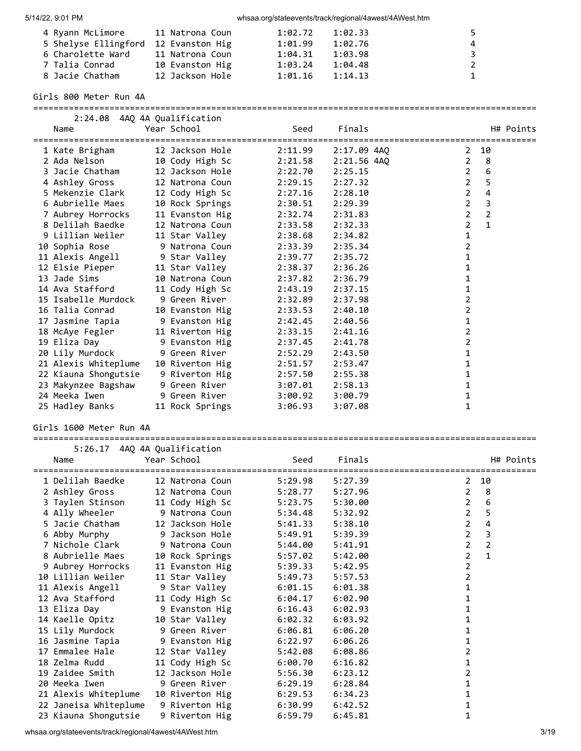| Place | Name | Year | School | Seed | Finals | H# | Points |
|---|---|---|---|---|---|---|---|
| 4 | Ryann McLimore | 11 | Natrona Coun | 1:02.72 | 1:02.33 | | 5 |
| 5 | Shelyse Ellingford | 12 | Evanston Hig | 1:01.99 | 1:02.76 | | 4 |
| 6 | Charolette Ward | 11 | Natrona Coun | 1:04.31 | 1:03.98 | | 3 |
| 7 | Talia Conrad | 10 | Evanston Hig | 1:03.24 | 1:04.48 | | 2 |
| 8 | Jacie Chatham | 12 | Jackson Hole | 1:01.16 | 1:14.13 | | 1 |

## Girls 800 Meter Run 4A

2:24.08 4AQ 4A Qualification

| Place | Name | Year | School | Seed | Finals | H# | Points |
|---|---|---|---|---|---|---|---|
| 1 | Kate Brigham | 12 | Jackson Hole | 2:11.99 | 2:17.09 4AQ | 2 | 10 |
| 2 | Ada Nelson | 10 | Cody High Sc | 2:21.58 | 2:21.56 4AQ | 2 | 8 |
| 3 | Jacie Chatham | 12 | Jackson Hole | 2:22.70 | 2:25.15 | 2 | 6 |
| 4 | Ashley Gross | 12 | Natrona Coun | 2:29.15 | 2:27.32 | 2 | 5 |
| 5 | Mekenzie Clark | 12 | Cody High Sc | 2:27.16 | 2:28.10 | 2 | 4 |
| 6 | Aubrielle Maes | 10 | Rock Springs | 2:30.51 | 2:29.39 | 2 | 3 |
| 7 | Aubrey Horrocks | 11 | Evanston Hig | 2:32.74 | 2:31.83 | 2 | 2 |
| 8 | Delilah Baedke | 12 | Natrona Coun | 2:33.58 | 2:32.33 | 2 | 1 |
| 9 | Lillian Weiler | 11 | Star Valley | 2:38.68 | 2:34.82 | 1 | |
| 10 | Sophia Rose | 9 | Natrona Coun | 2:33.39 | 2:35.34 | 2 | |
| 11 | Alexis Angell | 9 | Star Valley | 2:39.77 | 2:35.72 | 1 | |
| 12 | Elsie Pieper | 11 | Star Valley | 2:38.37 | 2:36.26 | 1 | |
| 13 | Jade Sims | 10 | Natrona Coun | 2:37.82 | 2:36.79 | 1 | |
| 14 | Ava Stafford | 11 | Cody High Sc | 2:43.19 | 2:37.15 | 1 | |
| 15 | Isabelle Murdock | 9 | Green River | 2:32.89 | 2:37.98 | 2 | |
| 16 | Talia Conrad | 10 | Evanston Hig | 2:33.53 | 2:40.10 | 2 | |
| 17 | Jasmine Tapia | 9 | Evanston Hig | 2:42.45 | 2:40.56 | 1 | |
| 18 | McAye Fegler | 11 | Riverton Hig | 2:33.15 | 2:41.16 | 2 | |
| 19 | Eliza Day | 9 | Evanston Hig | 2:37.45 | 2:41.78 | 2 | |
| 20 | Lily Murdock | 9 | Green River | 2:52.29 | 2:43.50 | 1 | |
| 21 | Alexis Whiteplume | 10 | Riverton Hig | 2:51.57 | 2:53.47 | 1 | |
| 22 | Kiauna Shongutsie | 9 | Riverton Hig | 2:57.50 | 2:55.38 | 1 | |
| 23 | Makynzee Bagshaw | 9 | Green River | 3:07.01 | 2:58.13 | 1 | |
| 24 | Meeka Iwen | 9 | Green River | 3:00.92 | 3:00.79 | 1 | |
| 25 | Hadley Banks | 11 | Rock Springs | 3:06.93 | 3:07.08 | 1 | |

## Girls 1600 Meter Run 4A

5:26.17 4AQ 4A Qualification

| Place | Name | Year | School | Seed | Finals | H# | Points |
|---|---|---|---|---|---|---|---|
| 1 | Delilah Baedke | 12 | Natrona Coun | 5:29.98 | 5:27.39 | 2 | 10 |
| 2 | Ashley Gross | 12 | Natrona Coun | 5:28.77 | 5:27.96 | 2 | 8 |
| 3 | Taylen Stinson | 11 | Cody High Sc | 5:23.75 | 5:30.00 | 2 | 6 |
| 4 | Ally Wheeler | 9 | Natrona Coun | 5:34.48 | 5:32.92 | 2 | 5 |
| 5 | Jacie Chatham | 12 | Jackson Hole | 5:41.33 | 5:38.10 | 2 | 4 |
| 6 | Abby Murphy | 9 | Jackson Hole | 5:49.91 | 5:39.39 | 2 | 3 |
| 7 | Nichole Clark | 9 | Natrona Coun | 5:44.00 | 5:41.91 | 2 | 2 |
| 8 | Aubrielle Maes | 10 | Rock Springs | 5:57.02 | 5:42.00 | 2 | 1 |
| 9 | Aubrey Horrocks | 11 | Evanston Hig | 5:39.33 | 5:42.95 | 2 | |
| 10 | Lillian Weiler | 11 | Star Valley | 5:49.73 | 5:57.53 | 2 | |
| 11 | Alexis Angell | 9 | Star Valley | 6:01.15 | 6:01.38 | 1 | |
| 12 | Ava Stafford | 11 | Cody High Sc | 6:04.17 | 6:02.90 | 1 | |
| 13 | Eliza Day | 9 | Evanston Hig | 6:16.43 | 6:02.93 | 1 | |
| 14 | Kaelle Opitz | 10 | Star Valley | 6:02.32 | 6:03.92 | 1 | |
| 15 | Lily Murdock | 9 | Green River | 6:06.81 | 6:06.20 | 1 | |
| 16 | Jasmine Tapia | 9 | Evanston Hig | 6:22.97 | 6:06.26 | 1 | |
| 17 | Emmalee Hale | 12 | Star Valley | 5:42.08 | 6:08.86 | 2 | |
| 18 | Zelma Rudd | 11 | Cody High Sc | 6:00.70 | 6:16.82 | 1 | |
| 19 | Zaidee Smith | 12 | Jackson Hole | 5:56.30 | 6:23.12 | 2 | |
| 20 | Meeka Iwen | 9 | Green River | 6:29.19 | 6:28.84 | 1 | |
| 21 | Alexis Whiteplume | 10 | Riverton Hig | 6:29.53 | 6:34.23 | 1 | |
| 22 | Janeisa Whiteplume | 9 | Riverton Hig | 6:30.99 | 6:42.52 | 1 | |
| 23 | Kiauna Shongutsie | 9 | Riverton Hig | 6:59.79 | 6:45.81 | 1 | |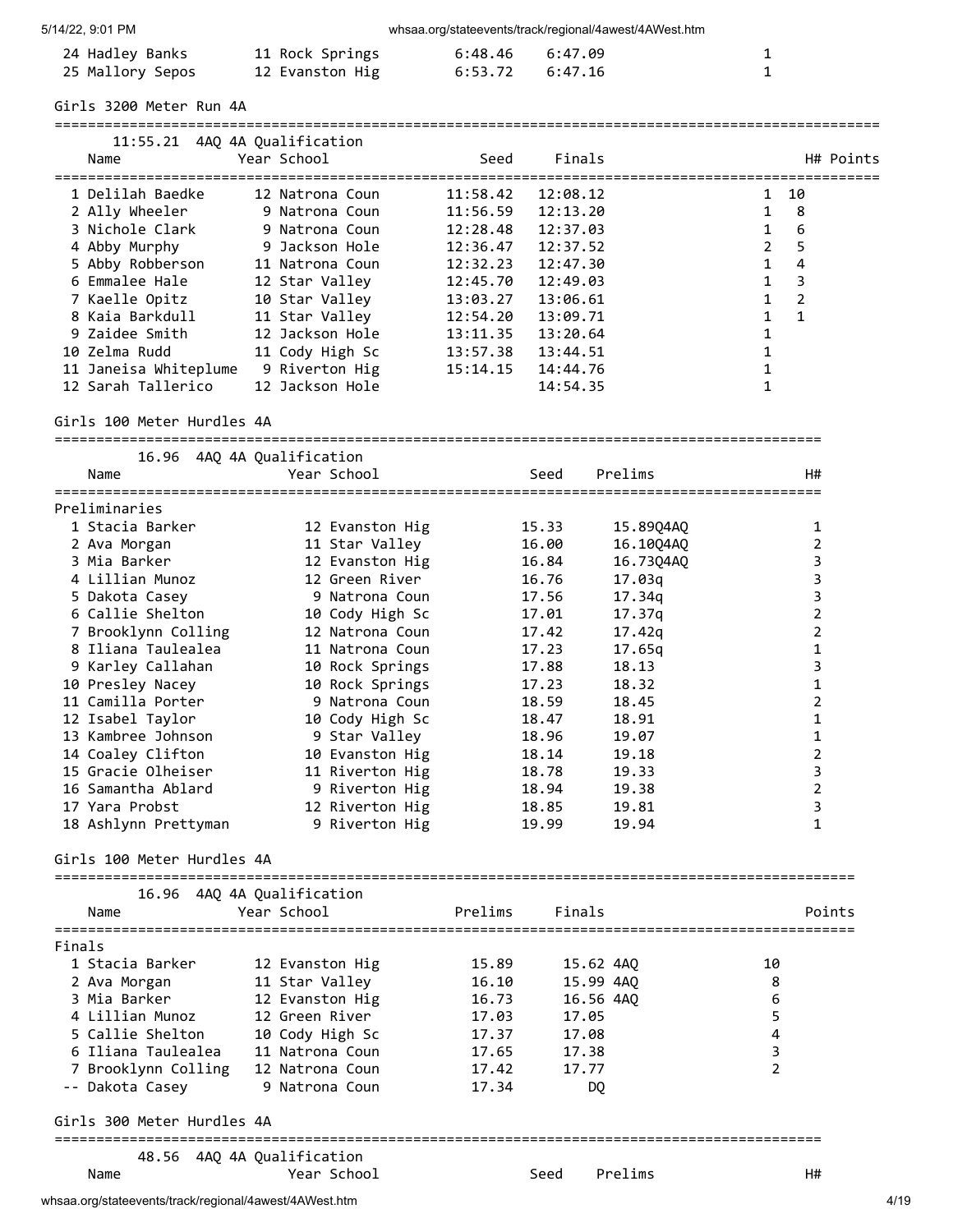| Place | Name | Year | School | Seed | Finals | H# |
|---|---|---|---|---|---|---|
| 24 | Hadley Banks | 11 | Rock Springs | 6:48.46 | 6:47.09 | 1 |
| 25 | Mallory Sepos | 12 | Evanston Hig | 6:53.72 | 6:47.16 | 1 |

## Girls 3200 Meter Run 4A

11:55.21 4AQ 4A Qualification

| Place | Name | Year | School | Seed | Finals | H# | Points |
|---|---|---|---|---|---|---|---|
| 1 | Delilah Baedke | 12 | Natrona Coun | 11:58.42 | 12:08.12 | 1 | 10 |
| 2 | Ally Wheeler | 9 | Natrona Coun | 11:56.59 | 12:13.20 | 1 | 8 |
| 3 | Nichole Clark | 9 | Natrona Coun | 12:28.48 | 12:37.03 | 1 | 6 |
| 4 | Abby Murphy | 9 | Jackson Hole | 12:36.47 | 12:37.52 | 2 | 5 |
| 5 | Abby Robberson | 11 | Natrona Coun | 12:32.23 | 12:47.30 | 1 | 4 |
| 6 | Emmalee Hale | 12 | Star Valley | 12:45.70 | 12:49.03 | 1 | 3 |
| 7 | Kaelle Opitz | 10 | Star Valley | 13:03.27 | 13:06.61 | 1 | 2 |
| 8 | Kaia Barkdull | 11 | Star Valley | 12:54.20 | 13:09.71 | 1 | 1 |
| 9 | Zaidee Smith | 12 | Jackson Hole | 13:11.35 | 13:20.64 | 1 | |
| 10 | Zelma Rudd | 11 | Cody High Sc | 13:57.38 | 13:44.51 | 1 | |
| 11 | Janeisa Whiteplume | 9 | Riverton Hig | 15:14.15 | 14:44.76 | 1 | |
| 12 | Sarah Tallerico | 12 | Jackson Hole | | 14:54.35 | 1 | |

## Girls 100 Meter Hurdles 4A

16.96 4AQ 4A Qualification

Preliminaries

| Place | Name | Year | School | Seed | Prelims | H# |
|---|---|---|---|---|---|---|
| 1 | Stacia Barker | 12 | Evanston Hig | 15.33 | 15.89Q4AQ | 1 |
| 2 | Ava Morgan | 11 | Star Valley | 16.00 | 16.10Q4AQ | 2 |
| 3 | Mia Barker | 12 | Evanston Hig | 16.84 | 16.73Q4AQ | 3 |
| 4 | Lillian Munoz | 12 | Green River | 16.76 | 17.03q | 3 |
| 5 | Dakota Casey | 9 | Natrona Coun | 17.56 | 17.34q | 3 |
| 6 | Callie Shelton | 10 | Cody High Sc | 17.01 | 17.37q | 2 |
| 7 | Brooklynn Colling | 12 | Natrona Coun | 17.42 | 17.42q | 2 |
| 8 | Iliana Taulealea | 11 | Natrona Coun | 17.23 | 17.65q | 1 |
| 9 | Karley Callahan | 10 | Rock Springs | 17.88 | 18.13 | 3 |
| 10 | Presley Nacey | 10 | Rock Springs | 17.23 | 18.32 | 1 |
| 11 | Camilla Porter | 9 | Natrona Coun | 18.59 | 18.45 | 2 |
| 12 | Isabel Taylor | 10 | Cody High Sc | 18.47 | 18.91 | 1 |
| 13 | Kambree Johnson | 9 | Star Valley | 18.96 | 19.07 | 1 |
| 14 | Coaley Clifton | 10 | Evanston Hig | 18.14 | 19.18 | 2 |
| 15 | Gracie Olheiser | 11 | Riverton Hig | 18.78 | 19.33 | 3 |
| 16 | Samantha Ablard | 9 | Riverton Hig | 18.94 | 19.38 | 2 |
| 17 | Yara Probst | 12 | Riverton Hig | 18.85 | 19.81 | 3 |
| 18 | Ashlynn Prettyman | 9 | Riverton Hig | 19.99 | 19.94 | 1 |

## Girls 100 Meter Hurdles 4A

16.96 4AQ 4A Qualification

Finals

| Place | Name | Year | School | Prelims | Finals | Points |
|---|---|---|---|---|---|---|
| 1 | Stacia Barker | 12 | Evanston Hig | 15.89 | 15.62 4AQ | 10 |
| 2 | Ava Morgan | 11 | Star Valley | 16.10 | 15.99 4AQ | 8 |
| 3 | Mia Barker | 12 | Evanston Hig | 16.73 | 16.56 4AQ | 6 |
| 4 | Lillian Munoz | 12 | Green River | 17.03 | 17.05 | 5 |
| 5 | Callie Shelton | 10 | Cody High Sc | 17.37 | 17.08 | 4 |
| 6 | Iliana Taulealea | 11 | Natrona Coun | 17.65 | 17.38 | 3 |
| 7 | Brooklynn Colling | 12 | Natrona Coun | 17.42 | 17.77 | 2 |
| -- | Dakota Casey | 9 | Natrona Coun | 17.34 | DQ | |

## Girls 300 Meter Hurdles 4A

48.56 4AQ 4A Qualification

| Name | Year | School | Seed | Prelims | H# |
|---|---|---|---|---|---|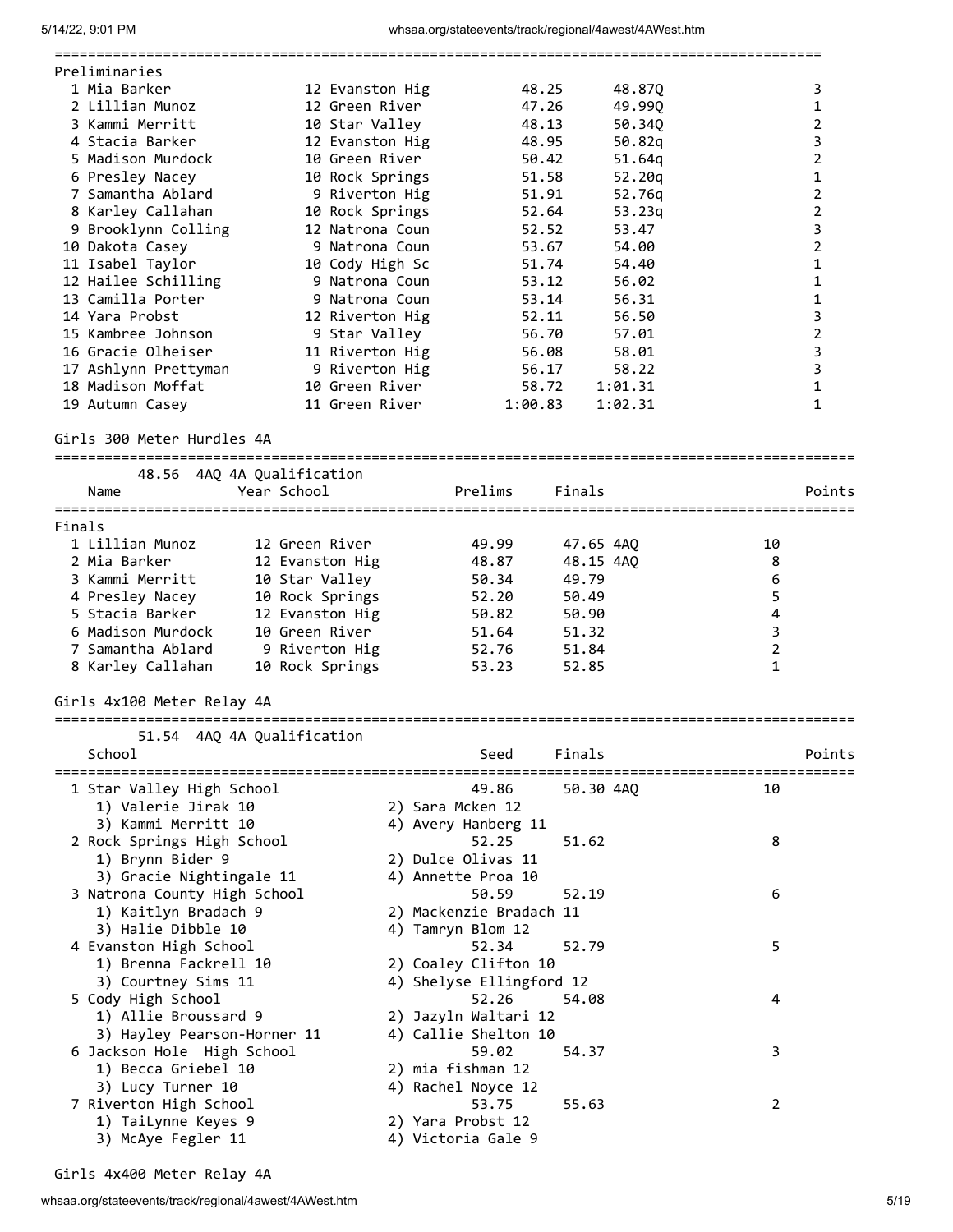### Preliminaries

| Place | Name | Year | School | Seed | Prelims | H# |
|---|---|---|---|---|---|---|
| 1 | Mia Barker | 12 | Evanston Hig | 48.25 | 48.87Q | 3 |
| 2 | Lillian Munoz | 12 | Green River | 47.26 | 49.99Q | 1 |
| 3 | Kammi Merritt | 10 | Star Valley | 48.13 | 50.34Q | 2 |
| 4 | Stacia Barker | 12 | Evanston Hig | 48.95 | 50.82q | 3 |
| 5 | Madison Murdock | 10 | Green River | 50.42 | 51.64q | 2 |
| 6 | Presley Nacey | 10 | Rock Springs | 51.58 | 52.20q | 1 |
| 7 | Samantha Ablard | 9 | Riverton Hig | 51.91 | 52.76q | 2 |
| 8 | Karley Callahan | 10 | Rock Springs | 52.64 | 53.23q | 2 |
| 9 | Brooklynn Colling | 12 | Natrona Coun | 52.52 | 53.47 | 3 |
| 10 | Dakota Casey | 9 | Natrona Coun | 53.67 | 54.00 | 2 |
| 11 | Isabel Taylor | 10 | Cody High Sc | 51.74 | 54.40 | 1 |
| 12 | Hailee Schilling | 9 | Natrona Coun | 53.12 | 56.02 | 1 |
| 13 | Camilla Porter | 9 | Natrona Coun | 53.14 | 56.31 | 1 |
| 14 | Yara Probst | 12 | Riverton Hig | 52.11 | 56.50 | 3 |
| 15 | Kambree Johnson | 9 | Star Valley | 56.70 | 57.01 | 2 |
| 16 | Gracie Olheiser | 11 | Riverton Hig | 56.08 | 58.01 | 3 |
| 17 | Ashlynn Prettyman | 9 | Riverton Hig | 56.17 | 58.22 | 3 |
| 18 | Madison Moffat | 10 | Green River | 58.72 | 1:01.31 | 1 |
| 19 | Autumn Casey | 11 | Green River | 1:00.83 | 1:02.31 | 1 |

## Girls 300 Meter Hurdles 4A

48.56 4AQ 4A Qualification

### Finals

| Place | Name | Year | School | Prelims | Finals | | Points |
|---|---|---|---|---|---|---|---|
| 1 | Lillian Munoz | 12 | Green River | 49.99 | 47.65 | 4AQ | 10 |
| 2 | Mia Barker | 12 | Evanston Hig | 48.87 | 48.15 | 4AQ | 8 |
| 3 | Kammi Merritt | 10 | Star Valley | 50.34 | 49.79 | | 6 |
| 4 | Presley Nacey | 10 | Rock Springs | 52.20 | 50.49 | | 5 |
| 5 | Stacia Barker | 12 | Evanston Hig | 50.82 | 50.90 | | 4 |
| 6 | Madison Murdock | 10 | Green River | 51.64 | 51.32 | | 3 |
| 7 | Samantha Ablard | 9 | Riverton Hig | 52.76 | 51.84 | | 2 |
| 8 | Karley Callahan | 10 | Rock Springs | 53.23 | 52.85 | | 1 |

## Girls 4x100 Meter Relay 4A

51.54 4AQ 4A Qualification

| Place | School | Seed | Finals | | Points |
|---|---|---|---|---|---|
| 1 | Star Valley High School | 49.86 | 50.30 | 4AQ | 10 |
| | 1) Valerie Jirak 10; 2) Sara Mcken 12; 3) Kammi Merritt 10; 4) Avery Hanberg 11 | | | | |
| 2 | Rock Springs High School | 52.25 | 51.62 | | 8 |
| | 1) Brynn Bider 9; 2) Dulce Olivas 11; 3) Gracie Nightingale 11; 4) Annette Proa 10 | | | | |
| 3 | Natrona County High School | 50.59 | 52.19 | | 6 |
| | 1) Kaitlyn Bradach 9; 2) Mackenzie Bradach 11; 3) Halie Dibble 10; 4) Tamryn Blom 12 | | | | |
| 4 | Evanston High School | 52.34 | 52.79 | | 5 |
| | 1) Brenna Fackrell 10; 2) Coaley Clifton 10; 3) Courtney Sims 11; 4) Shelyse Ellingford 12 | | | | |
| 5 | Cody High School | 52.26 | 54.08 | | 4 |
| | 1) Allie Broussard 9; 2) Jazyln Waltari 12; 3) Hayley Pearson-Horner 11; 4) Callie Shelton 10 | | | | |
| 6 | Jackson Hole High School | 59.02 | 54.37 | | 3 |
| | 1) Becca Griebel 10; 2) mia fishman 12; 3) Lucy Turner 10; 4) Rachel Noyce 12 | | | | |
| 7 | Riverton High School | 53.75 | 55.63 | | 2 |
| | 1) TaiLynne Keyes 9; 2) Yara Probst 12; 3) McAye Fegler 11; 4) Victoria Gale 9 | | | | |

## Girls 4x400 Meter Relay 4A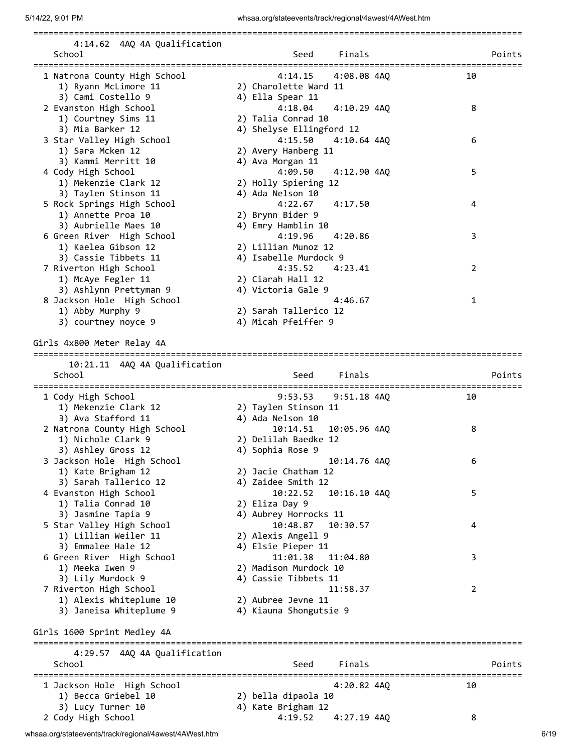| 4:14.62 4AQ 4A Qualification | | | |
|---|---|---|---|
| **School** | **Seed** | **Finals** | **Points** |
| 1 Natrona County High School | 4:14.15 | 4:08.08 4AQ | 10 |
| 1) Ryann McLimore 11 | 2) Charolette Ward 11 | | |
| 3) Cami Costello 9 | 4) Ella Spear 11 | | |
| 2 Evanston High School | 4:18.04 | 4:10.29 4AQ | 8 |
| 1) Courtney Sims 11 | 2) Talia Conrad 10 | | |
| 3) Mia Barker 12 | 4) Shelyse Ellingford 12 | | |
| 3 Star Valley High School | 4:15.50 | 4:10.64 4AQ | 6 |
| 1) Sara Mcken 12 | 2) Avery Hanberg 11 | | |
| 3) Kammi Merritt 10 | 4) Ava Morgan 11 | | |
| 4 Cody High School | 4:09.50 | 4:12.90 4AQ | 5 |
| 1) Mekenzie Clark 12 | 2) Holly Spiering 12 | | |
| 3) Taylen Stinson 11 | 4) Ada Nelson 10 | | |
| 5 Rock Springs High School | 4:22.67 | 4:17.50 | 4 |
| 1) Annette Proa 10 | 2) Brynn Bider 9 | | |
| 3) Aubrielle Maes 10 | 4) Emry Hamblin 10 | | |
| 6 Green River High School | 4:19.96 | 4:20.86 | 3 |
| 1) Kaelea Gibson 12 | 2) Lillian Munoz 12 | | |
| 3) Cassie Tibbets 11 | 4) Isabelle Murdock 9 | | |
| 7 Riverton High School | 4:35.52 | 4:23.41 | 2 |
| 1) McAye Fegler 11 | 2) Ciarah Hall 12 | | |
| 3) Ashlynn Prettyman 9 | 4) Victoria Gale 9 | | |
| 8 Jackson Hole High School | | 4:46.67 | 1 |
| 1) Abby Murphy 9 | 2) Sarah Tallerico 12 | | |
| 3) courtney noyce 9 | 4) Micah Pfeiffer 9 | | |

## Girls 4x800 Meter Relay 4A

| 10:21.11 4AQ 4A Qualification | | | |
|---|---|---|---|
| **School** | **Seed** | **Finals** | **Points** |
| 1 Cody High School | 9:53.53 | 9:51.18 4AQ | 10 |
| 1) Mekenzie Clark 12 | 2) Taylen Stinson 11 | | |
| 3) Ava Stafford 11 | 4) Ada Nelson 10 | | |
| 2 Natrona County High School | 10:14.51 | 10:05.96 4AQ | 8 |
| 1) Nichole Clark 9 | 2) Delilah Baedke 12 | | |
| 3) Ashley Gross 12 | 4) Sophia Rose 9 | | |
| 3 Jackson Hole High School | | 10:14.76 4AQ | 6 |
| 1) Kate Brigham 12 | 2) Jacie Chatham 12 | | |
| 3) Sarah Tallerico 12 | 4) Zaidee Smith 12 | | |
| 4 Evanston High School | 10:22.52 | 10:16.10 4AQ | 5 |
| 1) Talia Conrad 10 | 2) Eliza Day 9 | | |
| 3) Jasmine Tapia 9 | 4) Aubrey Horrocks 11 | | |
| 5 Star Valley High School | 10:48.87 | 10:30.57 | 4 |
| 1) Lillian Weiler 11 | 2) Alexis Angell 9 | | |
| 3) Emmalee Hale 12 | 4) Elsie Pieper 11 | | |
| 6 Green River High School | 11:01.38 | 11:04.80 | 3 |
| 1) Meeka Iwen 9 | 2) Madison Murdock 10 | | |
| 3) Lily Murdock 9 | 4) Cassie Tibbets 11 | | |
| 7 Riverton High School | | 11:58.37 | 2 |
| 1) Alexis Whiteplume 10 | 2) Aubree Jevne 11 | | |
| 3) Janeisa Whiteplume 9 | 4) Kiauna Shongutsie 9 | | |

## Girls 1600 Sprint Medley 4A

| 4:29.57 4AQ 4A Qualification | | | |
|---|---|---|---|
| **School** | **Seed** | **Finals** | **Points** |
| 1 Jackson Hole High School | | 4:20.82 4AQ | 10 |
| 1) Becca Griebel 10 | 2) bella dipaola 10 | | |
| 3) Lucy Turner 10 | 4) Kate Brigham 12 | | |
| 2 Cody High School | 4:19.52 | 4:27.19 4AQ | 8 |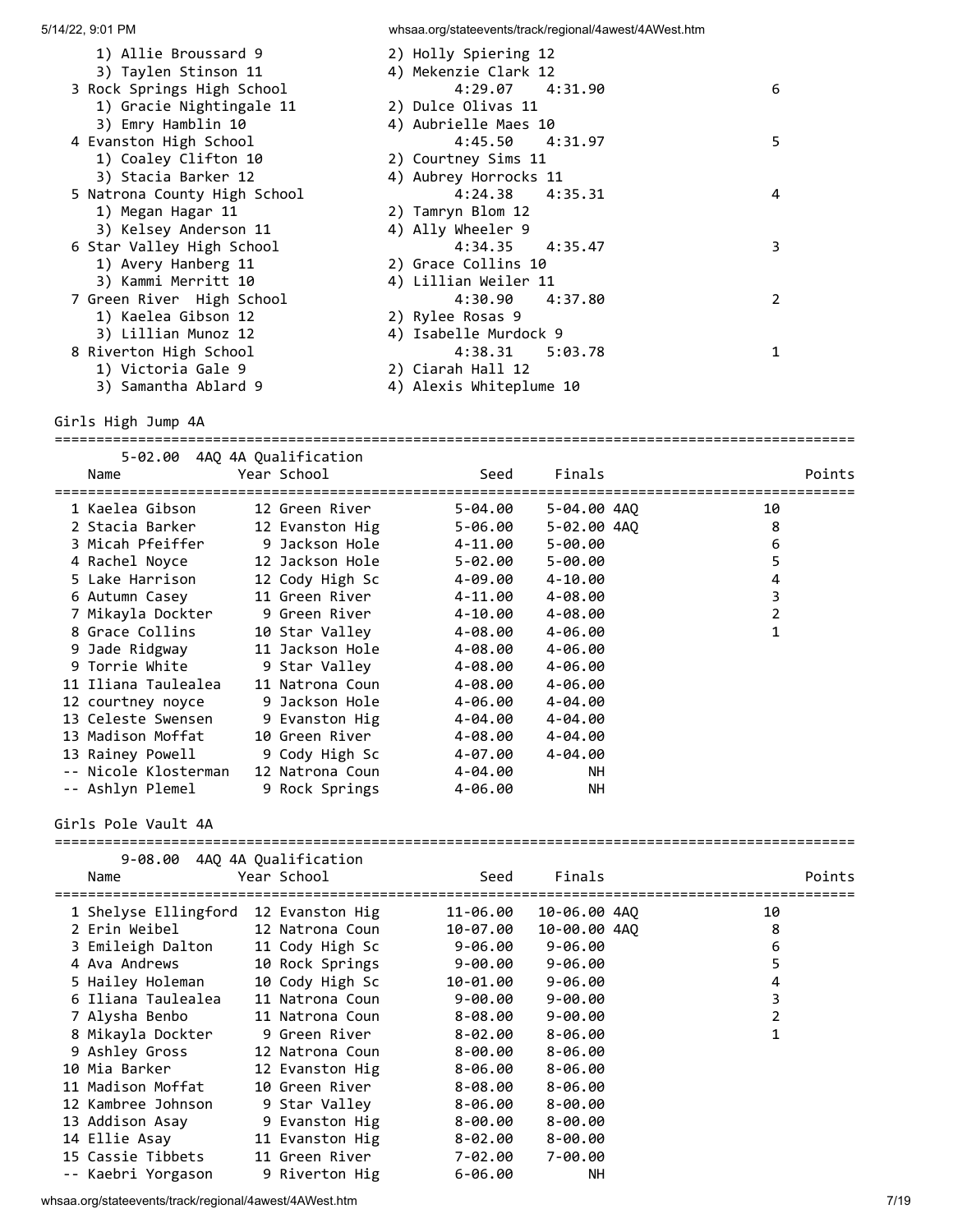| Place | Team | Seed | Finals | Points |
|---|---|---|---|---|
| | 1) Allie Broussard 9, 2) Holly Spiering 12, 3) Taylen Stinson 11, 4) Mekenzie Clark 12 | | | |
| 3 | Rock Springs High School | 4:29.07 | 4:31.90 | 6 |
| | 1) Gracie Nightingale 11, 2) Dulce Olivas 11, 3) Emry Hamblin 10, 4) Aubrielle Maes 10 | | | |
| 4 | Evanston High School | 4:45.50 | 4:31.97 | 5 |
| | 1) Coaley Clifton 10, 2) Courtney Sims 11, 3) Stacia Barker 12, 4) Aubrey Horrocks 11 | | | |
| 5 | Natrona County High School | 4:24.38 | 4:35.31 | 4 |
| | 1) Megan Hagar 11, 2) Tamryn Blom 12, 3) Kelsey Anderson 11, 4) Ally Wheeler 9 | | | |
| 6 | Star Valley High School | 4:34.35 | 4:35.47 | 3 |
| | 1) Avery Hanberg 11, 2) Grace Collins 10, 3) Kammi Merritt 10, 4) Lillian Weiler 11 | | | |
| 7 | Green River High School | 4:30.90 | 4:37.80 | 2 |
| | 1) Kaelea Gibson 12, 2) Rylee Rosas 9, 3) Lillian Munoz 12, 4) Isabelle Murdock 9 | | | |
| 8 | Riverton High School | 4:38.31 | 5:03.78 | 1 |
| | 1) Victoria Gale 9, 2) Ciarah Hall 12, 3) Samantha Ablard 9, 4) Alexis Whiteplume 10 | | | |

## Girls High Jump 4A

5-02.00 4AQ 4A Qualification

| Place | Name | Year | School | Seed | Finals | | Points |
|---|---|---|---|---|---|---|---|
| 1 | Kaelea Gibson | 12 | Green River | 5-04.00 | 5-04.00 | 4AQ | 10 |
| 2 | Stacia Barker | 12 | Evanston Hig | 5-06.00 | 5-02.00 | 4AQ | 8 |
| 3 | Micah Pfeiffer | 9 | Jackson Hole | 4-11.00 | 5-00.00 | | 6 |
| 4 | Rachel Noyce | 12 | Jackson Hole | 5-02.00 | 5-00.00 | | 5 |
| 5 | Lake Harrison | 12 | Cody High Sc | 4-09.00 | 4-10.00 | | 4 |
| 6 | Autumn Casey | 11 | Green River | 4-11.00 | 4-08.00 | | 3 |
| 7 | Mikayla Dockter | 9 | Green River | 4-10.00 | 4-08.00 | | 2 |
| 8 | Grace Collins | 10 | Star Valley | 4-08.00 | 4-06.00 | | 1 |
| 9 | Jade Ridgway | 11 | Jackson Hole | 4-08.00 | 4-06.00 | | |
| 9 | Torrie White | 9 | Star Valley | 4-08.00 | 4-06.00 | | |
| 11 | Iliana Taulealea | 11 | Natrona Coun | 4-08.00 | 4-06.00 | | |
| 12 | courtney noyce | 9 | Jackson Hole | 4-06.00 | 4-04.00 | | |
| 13 | Celeste Swensen | 9 | Evanston Hig | 4-04.00 | 4-04.00 | | |
| 13 | Madison Moffat | 10 | Green River | 4-08.00 | 4-04.00 | | |
| 13 | Rainey Powell | 9 | Cody High Sc | 4-07.00 | 4-04.00 | | |
| -- | Nicole Klosterman | 12 | Natrona Coun | 4-04.00 | NH | | |
| -- | Ashlyn Plemel | 9 | Rock Springs | 4-06.00 | NH | | |

## Girls Pole Vault 4A

9-08.00 4AQ 4A Qualification

| Place | Name | Year | School | Seed | Finals | | Points |
|---|---|---|---|---|---|---|---|
| 1 | Shelyse Ellingford | 12 | Evanston Hig | 11-06.00 | 10-06.00 | 4AQ | 10 |
| 2 | Erin Weibel | 12 | Natrona Coun | 10-07.00 | 10-00.00 | 4AQ | 8 |
| 3 | Emileigh Dalton | 11 | Cody High Sc | 9-06.00 | 9-06.00 | | 6 |
| 4 | Ava Andrews | 10 | Rock Springs | 9-00.00 | 9-06.00 | | 5 |
| 5 | Hailey Holeman | 10 | Cody High Sc | 10-01.00 | 9-06.00 | | 4 |
| 6 | Iliana Taulealea | 11 | Natrona Coun | 9-00.00 | 9-00.00 | | 3 |
| 7 | Alysha Benbo | 11 | Natrona Coun | 8-08.00 | 9-00.00 | | 2 |
| 8 | Mikayla Dockter | 9 | Green River | 8-02.00 | 8-06.00 | | 1 |
| 9 | Ashley Gross | 12 | Natrona Coun | 8-00.00 | 8-06.00 | | |
| 10 | Mia Barker | 12 | Evanston Hig | 8-06.00 | 8-06.00 | | |
| 11 | Madison Moffat | 10 | Green River | 8-08.00 | 8-06.00 | | |
| 12 | Kambree Johnson | 9 | Star Valley | 8-06.00 | 8-00.00 | | |
| 13 | Addison Asay | 9 | Evanston Hig | 8-00.00 | 8-00.00 | | |
| 14 | Ellie Asay | 11 | Evanston Hig | 8-02.00 | 8-00.00 | | |
| 15 | Cassie Tibbets | 11 | Green River | 7-02.00 | 7-00.00 | | |
| -- | Kaebri Yorgason | 9 | Riverton Hig | 6-06.00 | NH | | |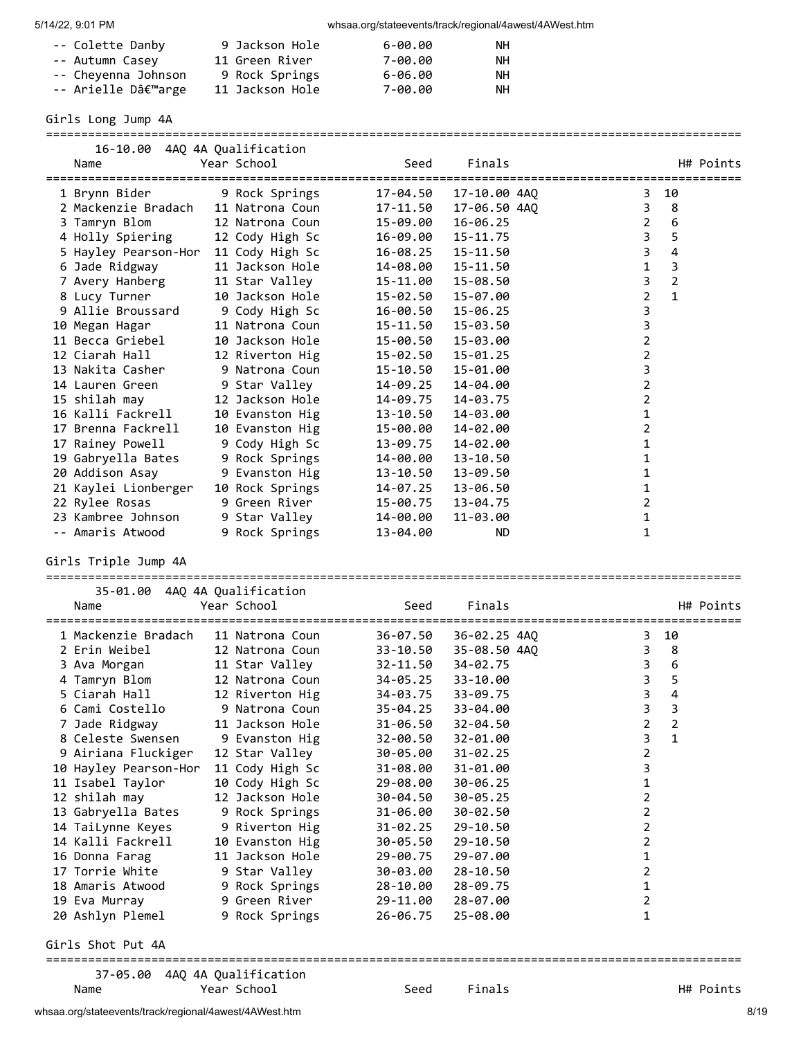| Place | Name | Year | School | Seed | Finals |
|---|---|---|---|---|---|
| -- | Colette Danby | 9 | Jackson Hole | 6-00.00 | NH |
| -- | Autumn Casey | 11 | Green River | 7-00.00 | NH |
| -- | Cheyenna Johnson | 9 | Rock Springs | 6-06.00 | NH |
| -- | Arielle Dâ€™arge | 11 | Jackson Hole | 7-00.00 | NH |

## Girls Long Jump 4A

16-10.00 4AQ 4A Qualification

| Place | Name | Year | School | Seed | Finals | | H# | Points |
|---|---|---|---|---|---|---|---|---|
| 1 | Brynn Bider | 9 | Rock Springs | 17-04.50 | 17-10.00 | 4AQ | 3 | 10 |
| 2 | Mackenzie Bradach | 11 | Natrona Coun | 17-11.50 | 17-06.50 | 4AQ | 3 | 8 |
| 3 | Tamryn Blom | 12 | Natrona Coun | 15-09.00 | 16-06.25 | | 2 | 6 |
| 4 | Holly Spiering | 12 | Cody High Sc | 16-09.00 | 15-11.75 | | 3 | 5 |
| 5 | Hayley Pearson-Hor | 11 | Cody High Sc | 16-08.25 | 15-11.50 | | 3 | 4 |
| 6 | Jade Ridgway | 11 | Jackson Hole | 14-08.00 | 15-11.50 | | 1 | 3 |
| 7 | Avery Hanberg | 11 | Star Valley | 15-11.00 | 15-08.50 | | 3 | 2 |
| 8 | Lucy Turner | 10 | Jackson Hole | 15-02.50 | 15-07.00 | | 2 | 1 |
| 9 | Allie Broussard | 9 | Cody High Sc | 16-00.50 | 15-06.25 | | 3 | |
| 10 | Megan Hagar | 11 | Natrona Coun | 15-11.50 | 15-03.50 | | 3 | |
| 11 | Becca Griebel | 10 | Jackson Hole | 15-00.50 | 15-03.00 | | 2 | |
| 12 | Ciarah Hall | 12 | Riverton Hig | 15-02.50 | 15-01.25 | | 2 | |
| 13 | Nakita Casher | 9 | Natrona Coun | 15-10.50 | 15-01.00 | | 3 | |
| 14 | Lauren Green | 9 | Star Valley | 14-09.25 | 14-04.00 | | 2 | |
| 15 | shilah may | 12 | Jackson Hole | 14-09.75 | 14-03.75 | | 2 | |
| 16 | Kalli Fackrell | 10 | Evanston Hig | 13-10.50 | 14-03.00 | | 1 | |
| 17 | Brenna Fackrell | 10 | Evanston Hig | 15-00.00 | 14-02.00 | | 2 | |
| 17 | Rainey Powell | 9 | Cody High Sc | 13-09.75 | 14-02.00 | | 1 | |
| 19 | Gabryella Bates | 9 | Rock Springs | 14-00.00 | 13-10.50 | | 1 | |
| 20 | Addison Asay | 9 | Evanston Hig | 13-10.50 | 13-09.50 | | 1 | |
| 21 | Kaylei Lionberger | 10 | Rock Springs | 14-07.25 | 13-06.50 | | 1 | |
| 22 | Rylee Rosas | 9 | Green River | 15-00.75 | 13-04.75 | | 2 | |
| 23 | Kambree Johnson | 9 | Star Valley | 14-00.00 | 11-03.00 | | 1 | |
| -- | Amaris Atwood | 9 | Rock Springs | 13-04.00 | ND | | 1 | |

## Girls Triple Jump 4A

35-01.00 4AQ 4A Qualification

| Place | Name | Year | School | Seed | Finals | | H# | Points |
|---|---|---|---|---|---|---|---|---|
| 1 | Mackenzie Bradach | 11 | Natrona Coun | 36-07.50 | 36-02.25 | 4AQ | 3 | 10 |
| 2 | Erin Weibel | 12 | Natrona Coun | 33-10.50 | 35-08.50 | 4AQ | 3 | 8 |
| 3 | Ava Morgan | 11 | Star Valley | 32-11.50 | 34-02.75 | | 3 | 6 |
| 4 | Tamryn Blom | 12 | Natrona Coun | 34-05.25 | 33-10.00 | | 3 | 5 |
| 5 | Ciarah Hall | 12 | Riverton Hig | 34-03.75 | 33-09.75 | | 3 | 4 |
| 6 | Cami Costello | 9 | Natrona Coun | 35-04.25 | 33-04.00 | | 3 | 3 |
| 7 | Jade Ridgway | 11 | Jackson Hole | 31-06.50 | 32-04.50 | | 2 | 2 |
| 8 | Celeste Swensen | 9 | Evanston Hig | 32-00.50 | 32-01.00 | | 3 | 1 |
| 9 | Airiana Fluckiger | 12 | Star Valley | 30-05.00 | 31-02.25 | | 2 | |
| 10 | Hayley Pearson-Hor | 11 | Cody High Sc | 31-08.00 | 31-01.00 | | 3 | |
| 11 | Isabel Taylor | 10 | Cody High Sc | 29-08.00 | 30-06.25 | | 1 | |
| 12 | shilah may | 12 | Jackson Hole | 30-04.50 | 30-05.25 | | 2 | |
| 13 | Gabryella Bates | 9 | Rock Springs | 31-06.00 | 30-02.50 | | 2 | |
| 14 | TaiLynne Keyes | 9 | Riverton Hig | 31-02.25 | 29-10.50 | | 2 | |
| 14 | Kalli Fackrell | 10 | Evanston Hig | 30-05.50 | 29-10.50 | | 2 | |
| 16 | Donna Farag | 11 | Jackson Hole | 29-00.75 | 29-07.00 | | 1 | |
| 17 | Torrie White | 9 | Star Valley | 30-03.00 | 28-10.50 | | 2 | |
| 18 | Amaris Atwood | 9 | Rock Springs | 28-10.00 | 28-09.75 | | 1 | |
| 19 | Eva Murray | 9 | Green River | 29-11.00 | 28-07.00 | | 2 | |
| 20 | Ashlyn Plemel | 9 | Rock Springs | 26-06.75 | 25-08.00 | | 1 | |

## Girls Shot Put 4A

37-05.00 4AQ 4A Qualification

| Place | Name | Year | School | Seed | Finals | | H# | Points |
|---|---|---|---|---|---|---|---|---|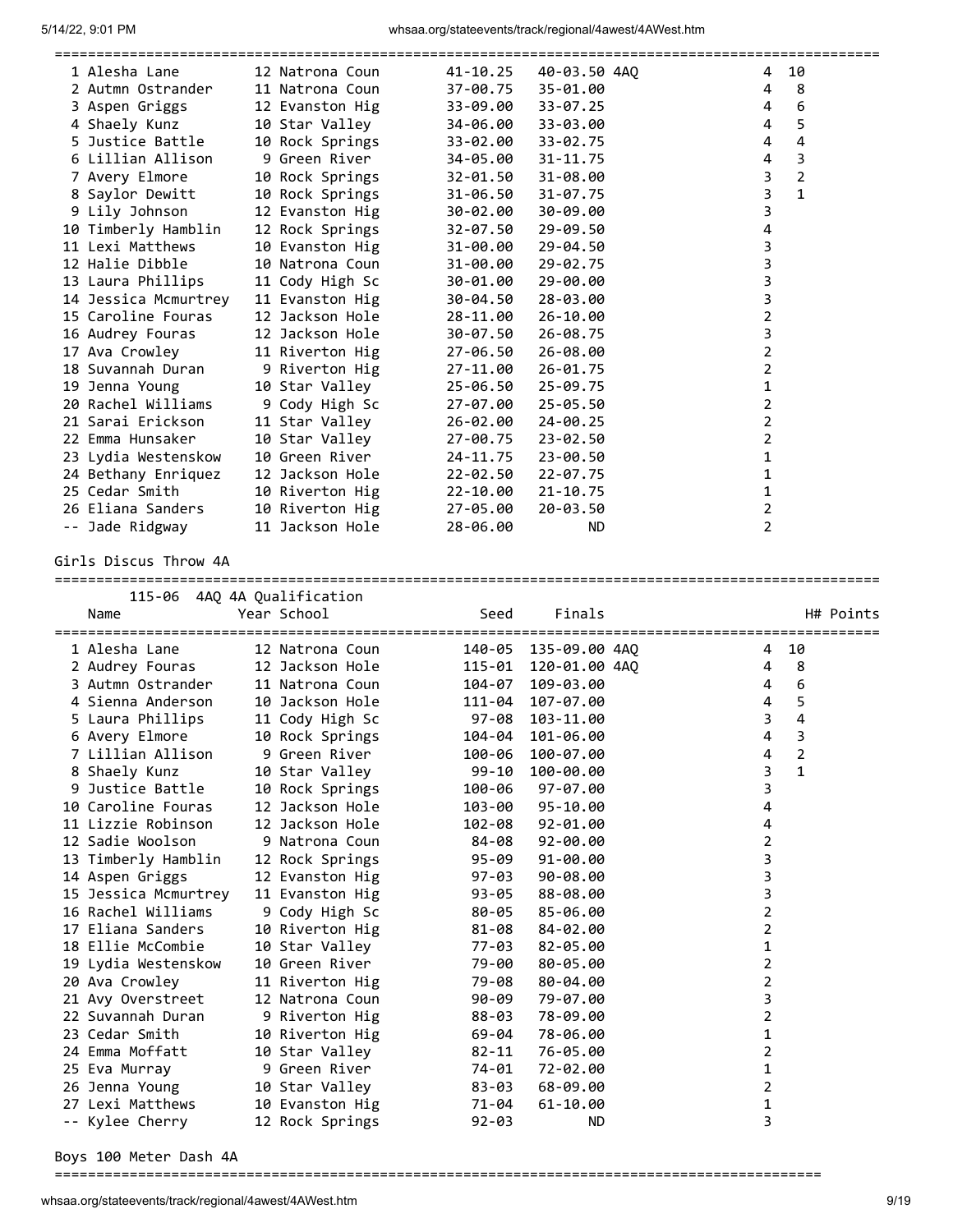| Place | Name | Year | School | Seed | Finals | | H# | Points |
|---|---|---|---|---|---|---|---|---|
| 1 | Alesha Lane | 12 | Natrona Coun | 41-10.25 | 40-03.50 | 4AQ | 4 | 10 |
| 2 | Autmn Ostrander | 11 | Natrona Coun | 37-00.75 | 35-01.00 | | 4 | 8 |
| 3 | Aspen Griggs | 12 | Evanston Hig | 33-09.00 | 33-07.25 | | 4 | 6 |
| 4 | Shaely Kunz | 10 | Star Valley | 34-06.00 | 33-03.00 | | 4 | 5 |
| 5 | Justice Battle | 10 | Rock Springs | 33-02.00 | 33-02.75 | | 4 | 4 |
| 6 | Lillian Allison | 9 | Green River | 34-05.00 | 31-11.75 | | 4 | 3 |
| 7 | Avery Elmore | 10 | Rock Springs | 32-01.50 | 31-08.00 | | 3 | 2 |
| 8 | Saylor Dewitt | 10 | Rock Springs | 31-06.50 | 31-07.75 | | 3 | 1 |
| 9 | Lily Johnson | 12 | Evanston Hig | 30-02.00 | 30-09.00 | | 3 | |
| 10 | Timberly Hamblin | 12 | Rock Springs | 32-07.50 | 29-09.50 | | 4 | |
| 11 | Lexi Matthews | 10 | Evanston Hig | 31-00.00 | 29-04.50 | | 3 | |
| 12 | Halie Dibble | 10 | Natrona Coun | 31-00.00 | 29-02.75 | | 3 | |
| 13 | Laura Phillips | 11 | Cody High Sc | 30-01.00 | 29-00.00 | | 3 | |
| 14 | Jessica Mcmurtrey | 11 | Evanston Hig | 30-04.50 | 28-03.00 | | 3 | |
| 15 | Caroline Fouras | 12 | Jackson Hole | 28-11.00 | 26-10.00 | | 2 | |
| 16 | Audrey Fouras | 12 | Jackson Hole | 30-07.50 | 26-08.75 | | 3 | |
| 17 | Ava Crowley | 11 | Riverton Hig | 27-06.50 | 26-08.00 | | 2 | |
| 18 | Suvannah Duran | 9 | Riverton Hig | 27-11.00 | 26-01.75 | | 2 | |
| 19 | Jenna Young | 10 | Star Valley | 25-06.50 | 25-09.75 | | 1 | |
| 20 | Rachel Williams | 9 | Cody High Sc | 27-07.00 | 25-05.50 | | 2 | |
| 21 | Sarai Erickson | 11 | Star Valley | 26-02.00 | 24-00.25 | | 2 | |
| 22 | Emma Hunsaker | 10 | Star Valley | 27-00.75 | 23-02.50 | | 2 | |
| 23 | Lydia Westenskow | 10 | Green River | 24-11.75 | 23-00.50 | | 1 | |
| 24 | Bethany Enriquez | 12 | Jackson Hole | 22-02.50 | 22-07.75 | | 1 | |
| 25 | Cedar Smith | 10 | Riverton Hig | 22-10.00 | 21-10.75 | | 1 | |
| 26 | Eliana Sanders | 10 | Riverton Hig | 27-05.00 | 20-03.50 | | 2 | |
| -- | Jade Ridgway | 11 | Jackson Hole | 28-06.00 | ND | | 2 | |

## Girls Discus Throw 4A

115-06 4AQ 4A Qualification

| Place | Name | Year | School | Seed | Finals | | H# | Points |
|---|---|---|---|---|---|---|---|---|
| 1 | Alesha Lane | 12 | Natrona Coun | 140-05 | 135-09.00 | 4AQ | 4 | 10 |
| 2 | Audrey Fouras | 12 | Jackson Hole | 115-01 | 120-01.00 | 4AQ | 4 | 8 |
| 3 | Autmn Ostrander | 11 | Natrona Coun | 104-07 | 109-03.00 | | 4 | 6 |
| 4 | Sienna Anderson | 10 | Jackson Hole | 111-04 | 107-07.00 | | 4 | 5 |
| 5 | Laura Phillips | 11 | Cody High Sc | 97-08 | 103-11.00 | | 3 | 4 |
| 6 | Avery Elmore | 10 | Rock Springs | 104-04 | 101-06.00 | | 4 | 3 |
| 7 | Lillian Allison | 9 | Green River | 100-06 | 100-07.00 | | 4 | 2 |
| 8 | Shaely Kunz | 10 | Star Valley | 99-10 | 100-00.00 | | 3 | 1 |
| 9 | Justice Battle | 10 | Rock Springs | 100-06 | 97-07.00 | | 3 | |
| 10 | Caroline Fouras | 12 | Jackson Hole | 103-00 | 95-10.00 | | 4 | |
| 11 | Lizzie Robinson | 12 | Jackson Hole | 102-08 | 92-01.00 | | 4 | |
| 12 | Sadie Woolson | 9 | Natrona Coun | 84-08 | 92-00.00 | | 2 | |
| 13 | Timberly Hamblin | 12 | Rock Springs | 95-09 | 91-00.00 | | 3 | |
| 14 | Aspen Griggs | 12 | Evanston Hig | 97-03 | 90-08.00 | | 3 | |
| 15 | Jessica Mcmurtrey | 11 | Evanston Hig | 93-05 | 88-08.00 | | 3 | |
| 16 | Rachel Williams | 9 | Cody High Sc | 80-05 | 85-06.00 | | 2 | |
| 17 | Eliana Sanders | 10 | Riverton Hig | 81-08 | 84-02.00 | | 2 | |
| 18 | Ellie McCombie | 10 | Star Valley | 77-03 | 82-05.00 | | 1 | |
| 19 | Lydia Westenskow | 10 | Green River | 79-00 | 80-05.00 | | 2 | |
| 20 | Ava Crowley | 11 | Riverton Hig | 79-08 | 80-04.00 | | 2 | |
| 21 | Avy Overstreet | 12 | Natrona Coun | 90-09 | 79-07.00 | | 3 | |
| 22 | Suvannah Duran | 9 | Riverton Hig | 88-03 | 78-09.00 | | 2 | |
| 23 | Cedar Smith | 10 | Riverton Hig | 69-04 | 78-06.00 | | 1 | |
| 24 | Emma Moffatt | 10 | Star Valley | 82-11 | 76-05.00 | | 2 | |
| 25 | Eva Murray | 9 | Green River | 74-01 | 72-02.00 | | 1 | |
| 26 | Jenna Young | 10 | Star Valley | 83-03 | 68-09.00 | | 2 | |
| 27 | Lexi Matthews | 10 | Evanston Hig | 71-04 | 61-10.00 | | 1 | |
| -- | Kylee Cherry | 12 | Rock Springs | 92-03 | ND | | 3 | |

## Boys 100 Meter Dash 4A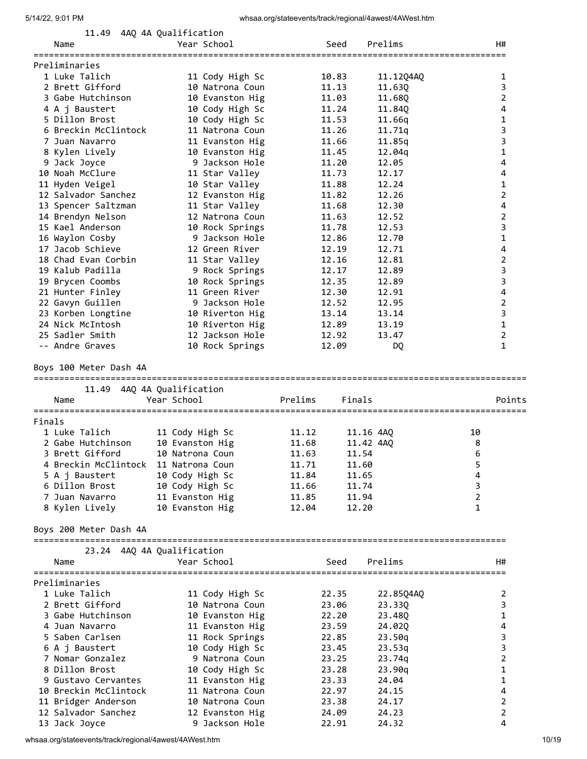11.49 4AQ 4A Qualification

| Name | Year | School | Seed | Prelims | H# |
|---|---|---|---|---|---|
| **Preliminaries** | | | | | |
| 1 Luke Talich | 11 | Cody High Sc | 10.83 | 11.12Q4AQ | 1 |
| 2 Brett Gifford | 10 | Natrona Coun | 11.13 | 11.63Q | 3 |
| 3 Gabe Hutchinson | 10 | Evanston Hig | 11.03 | 11.68Q | 2 |
| 4 A j Baustert | 10 | Cody High Sc | 11.24 | 11.84Q | 4 |
| 5 Dillon Brost | 10 | Cody High Sc | 11.53 | 11.66q | 1 |
| 6 Breckin McClintock | 11 | Natrona Coun | 11.26 | 11.71q | 3 |
| 7 Juan Navarro | 11 | Evanston Hig | 11.66 | 11.85q | 3 |
| 8 Kylen Lively | 10 | Evanston Hig | 11.45 | 12.04q | 1 |
| 9 Jack Joyce | 9 | Jackson Hole | 11.20 | 12.05 | 4 |
| 10 Noah McClure | 11 | Star Valley | 11.73 | 12.17 | 4 |
| 11 Hyden Veigel | 10 | Star Valley | 11.88 | 12.24 | 1 |
| 12 Salvador Sanchez | 12 | Evanston Hig | 11.82 | 12.26 | 2 |
| 13 Spencer Saltzman | 11 | Star Valley | 11.68 | 12.30 | 4 |
| 14 Brendyn Nelson | 12 | Natrona Coun | 11.63 | 12.52 | 2 |
| 15 Kael Anderson | 10 | Rock Springs | 11.78 | 12.53 | 3 |
| 16 Waylon Cosby | 9 | Jackson Hole | 12.86 | 12.70 | 1 |
| 17 Jacob Schieve | 12 | Green River | 12.19 | 12.71 | 4 |
| 18 Chad Evan Corbin | 11 | Star Valley | 12.16 | 12.81 | 2 |
| 19 Kalub Padilla | 9 | Rock Springs | 12.17 | 12.89 | 3 |
| 19 Brycen Coombs | 10 | Rock Springs | 12.35 | 12.89 | 3 |
| 21 Hunter Finley | 11 | Green River | 12.30 | 12.91 | 4 |
| 22 Gavyn Guillen | 9 | Jackson Hole | 12.52 | 12.95 | 2 |
| 23 Korben Longtine | 10 | Riverton Hig | 13.14 | 13.14 | 3 |
| 24 Nick McIntosh | 10 | Riverton Hig | 12.89 | 13.19 | 1 |
| 25 Sadler Smith | 12 | Jackson Hole | 12.92 | 13.47 | 2 |
| -- Andre Graves | 10 | Rock Springs | 12.09 | DQ | 1 |

## Boys 100 Meter Dash 4A

11.49 4AQ 4A Qualification

| Name | Year | School | Prelims | Finals | Points |
|---|---|---|---|---|---|
| **Finals** | | | | | |
| 1 Luke Talich | 11 | Cody High Sc | 11.12 | 11.16 4AQ | 10 |
| 2 Gabe Hutchinson | 10 | Evanston Hig | 11.68 | 11.42 4AQ | 8 |
| 3 Brett Gifford | 10 | Natrona Coun | 11.63 | 11.54 | 6 |
| 4 Breckin McClintock | 11 | Natrona Coun | 11.71 | 11.60 | 5 |
| 5 A j Baustert | 10 | Cody High Sc | 11.84 | 11.65 | 4 |
| 6 Dillon Brost | 10 | Cody High Sc | 11.66 | 11.74 | 3 |
| 7 Juan Navarro | 11 | Evanston Hig | 11.85 | 11.94 | 2 |
| 8 Kylen Lively | 10 | Evanston Hig | 12.04 | 12.20 | 1 |

## Boys 200 Meter Dash 4A

23.24 4AQ 4A Qualification

| Name | Year | School | Seed | Prelims | H# |
|---|---|---|---|---|---|
| **Preliminaries** | | | | | |
| 1 Luke Talich | 11 | Cody High Sc | 22.35 | 22.85Q4AQ | 2 |
| 2 Brett Gifford | 10 | Natrona Coun | 23.06 | 23.33Q | 3 |
| 3 Gabe Hutchinson | 10 | Evanston Hig | 22.20 | 23.48Q | 1 |
| 4 Juan Navarro | 11 | Evanston Hig | 23.59 | 24.02Q | 4 |
| 5 Saben Carlsen | 11 | Rock Springs | 22.85 | 23.50q | 3 |
| 6 A j Baustert | 10 | Cody High Sc | 23.45 | 23.53q | 3 |
| 7 Nomar Gonzalez | 9 | Natrona Coun | 23.25 | 23.74q | 2 |
| 8 Dillon Brost | 10 | Cody High Sc | 23.28 | 23.90q | 1 |
| 9 Gustavo Cervantes | 11 | Evanston Hig | 23.33 | 24.04 | 1 |
| 10 Breckin McClintock | 11 | Natrona Coun | 22.97 | 24.15 | 4 |
| 11 Bridger Anderson | 10 | Natrona Coun | 23.38 | 24.17 | 2 |
| 12 Salvador Sanchez | 12 | Evanston Hig | 24.09 | 24.23 | 2 |
| 13 Jack Joyce | 9 | Jackson Hole | 22.91 | 24.32 | 4 |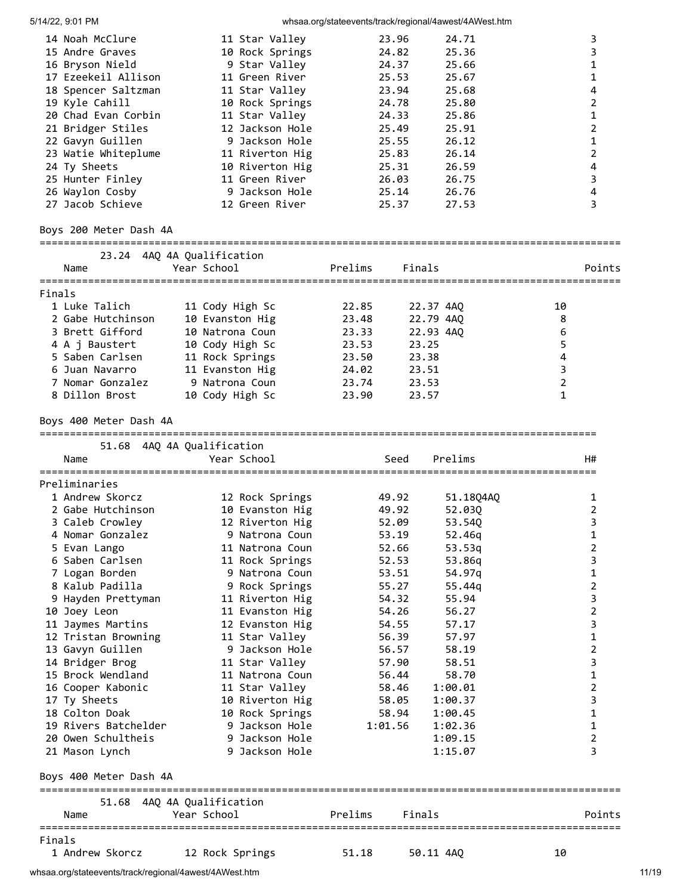| Place | Name | Year | School | Seed | Prelims | H# |
|---|---|---|---|---|---|---|
| 14 | Noah McClure | 11 | Star Valley | 23.96 | 24.71 | 3 |
| 15 | Andre Graves | 10 | Rock Springs | 24.82 | 25.36 | 3 |
| 16 | Bryson Nield | 9 | Star Valley | 24.37 | 25.66 | 1 |
| 17 | Ezeekeil Allison | 11 | Green River | 25.53 | 25.67 | 1 |
| 18 | Spencer Saltzman | 11 | Star Valley | 23.94 | 25.68 | 4 |
| 19 | Kyle Cahill | 10 | Rock Springs | 24.78 | 25.80 | 2 |
| 20 | Chad Evan Corbin | 11 | Star Valley | 24.33 | 25.86 | 1 |
| 21 | Bridger Stiles | 12 | Jackson Hole | 25.49 | 25.91 | 2 |
| 22 | Gavyn Guillen | 9 | Jackson Hole | 25.55 | 26.12 | 1 |
| 23 | Watie Whiteplume | 11 | Riverton Hig | 25.83 | 26.14 | 2 |
| 24 | Ty Sheets | 10 | Riverton Hig | 25.31 | 26.59 | 4 |
| 25 | Hunter Finley | 11 | Green River | 26.03 | 26.75 | 3 |
| 26 | Waylon Cosby | 9 | Jackson Hole | 25.14 | 26.76 | 4 |
| 27 | Jacob Schieve | 12 | Green River | 25.37 | 27.53 | 3 |

## Boys 200 Meter Dash 4A

23.24 4AQ 4A Qualification

**Finals**

| Place | Name | Year | School | Prelims | Finals | Points |
|---|---|---|---|---|---|---|
| 1 | Luke Talich | 11 | Cody High Sc | 22.85 | 22.37 4AQ | 10 |
| 2 | Gabe Hutchinson | 10 | Evanston Hig | 23.48 | 22.79 4AQ | 8 |
| 3 | Brett Gifford | 10 | Natrona Coun | 23.33 | 22.93 4AQ | 6 |
| 4 | A j Baustert | 10 | Cody High Sc | 23.53 | 23.25 | 5 |
| 5 | Saben Carlsen | 11 | Rock Springs | 23.50 | 23.38 | 4 |
| 6 | Juan Navarro | 11 | Evanston Hig | 24.02 | 23.51 | 3 |
| 7 | Nomar Gonzalez | 9 | Natrona Coun | 23.74 | 23.53 | 2 |
| 8 | Dillon Brost | 10 | Cody High Sc | 23.90 | 23.57 | 1 |

## Boys 400 Meter Dash 4A

51.68 4AQ 4A Qualification

**Preliminaries**

| Place | Name | Year | School | Seed | Prelims | H# |
|---|---|---|---|---|---|---|
| 1 | Andrew Skorcz | 12 | Rock Springs | 49.92 | 51.18Q4AQ | 1 |
| 2 | Gabe Hutchinson | 10 | Evanston Hig | 49.92 | 52.03Q | 2 |
| 3 | Caleb Crowley | 12 | Riverton Hig | 52.09 | 53.54Q | 3 |
| 4 | Nomar Gonzalez | 9 | Natrona Coun | 53.19 | 52.46q | 1 |
| 5 | Evan Lango | 11 | Natrona Coun | 52.66 | 53.53q | 2 |
| 6 | Saben Carlsen | 11 | Rock Springs | 52.53 | 53.86q | 3 |
| 7 | Logan Borden | 9 | Natrona Coun | 53.51 | 54.97q | 1 |
| 8 | Kalub Padilla | 9 | Rock Springs | 55.27 | 55.44q | 2 |
| 9 | Hayden Prettyman | 11 | Riverton Hig | 54.32 | 55.94 | 3 |
| 10 | Joey Leon | 11 | Evanston Hig | 54.26 | 56.27 | 2 |
| 11 | Jaymes Martins | 12 | Evanston Hig | 54.55 | 57.17 | 3 |
| 12 | Tristan Browning | 11 | Star Valley | 56.39 | 57.97 | 1 |
| 13 | Gavyn Guillen | 9 | Jackson Hole | 56.57 | 58.19 | 2 |
| 14 | Bridger Brog | 11 | Star Valley | 57.90 | 58.51 | 3 |
| 15 | Brock Wendland | 11 | Natrona Coun | 56.44 | 58.70 | 1 |
| 16 | Cooper Kabonic | 11 | Star Valley | 58.46 | 1:00.01 | 2 |
| 17 | Ty Sheets | 10 | Riverton Hig | 58.05 | 1:00.37 | 3 |
| 18 | Colton Doak | 10 | Rock Springs | 58.94 | 1:00.45 | 1 |
| 19 | Rivers Batchelder | 9 | Jackson Hole | 1:01.56 | 1:02.36 | 1 |
| 20 | Owen Schultheis | 9 | Jackson Hole | | 1:09.15 | 2 |
| 21 | Mason Lynch | 9 | Jackson Hole | | 1:15.07 | 3 |

## Boys 400 Meter Dash 4A

51.68 4AQ 4A Qualification

**Finals**

| Place | Name | Year | School | Prelims | Finals | Points |
|---|---|---|---|---|---|---|
| 1 | Andrew Skorcz | 12 | Rock Springs | 51.18 | 50.11 4AQ | 10 |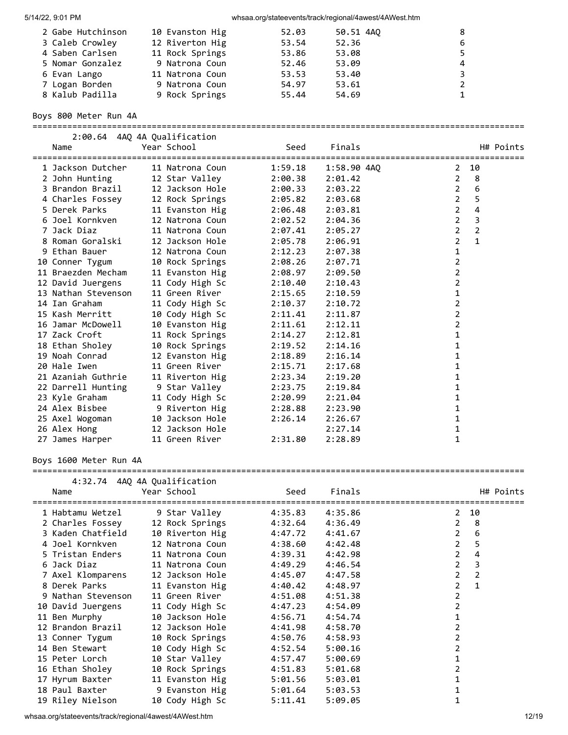| | Name | Year | School | Seed | Finals | | Points |
|---|---|---|---|---|---|---|---|
| 2 | Gabe Hutchinson | 10 | Evanston Hig | 52.03 | 50.51 4AQ | | 8 |
| 3 | Caleb Crowley | 12 | Riverton Hig | 53.54 | 52.36 | | 6 |
| 4 | Saben Carlsen | 11 | Rock Springs | 53.86 | 53.08 | | 5 |
| 5 | Nomar Gonzalez | 9 | Natrona Coun | 52.46 | 53.09 | | 4 |
| 6 | Evan Lango | 11 | Natrona Coun | 53.53 | 53.40 | | 3 |
| 7 | Logan Borden | 9 | Natrona Coun | 54.97 | 53.61 | | 2 |
| 8 | Kalub Padilla | 9 | Rock Springs | 55.44 | 54.69 | | 1 |

## Boys 800 Meter Run 4A

2:00.64 4AQ 4A Qualification

| | Name | Year | School | Seed | Finals | H# | Points |
|---|---|---|---|---|---|---|---|
| 1 | Jackson Dutcher | 11 | Natrona Coun | 1:59.18 | 1:58.90 4AQ | 2 | 10 |
| 2 | John Hunting | 12 | Star Valley | 2:00.38 | 2:01.42 | 2 | 8 |
| 3 | Brandon Brazil | 12 | Jackson Hole | 2:00.33 | 2:03.22 | 2 | 6 |
| 4 | Charles Fossey | 12 | Rock Springs | 2:05.82 | 2:03.68 | 2 | 5 |
| 5 | Derek Parks | 11 | Evanston Hig | 2:06.48 | 2:03.81 | 2 | 4 |
| 6 | Joel Kornkven | 12 | Natrona Coun | 2:02.52 | 2:04.36 | 2 | 3 |
| 7 | Jack Diaz | 11 | Natrona Coun | 2:07.41 | 2:05.27 | 2 | 2 |
| 8 | Roman Goralski | 12 | Jackson Hole | 2:05.78 | 2:06.91 | 2 | 1 |
| 9 | Ethan Bauer | 12 | Natrona Coun | 2:12.23 | 2:07.38 | 1 | |
| 10 | Conner Tygum | 10 | Rock Springs | 2:08.26 | 2:07.71 | 2 | |
| 11 | Braezden Mecham | 11 | Evanston Hig | 2:08.97 | 2:09.50 | 2 | |
| 12 | David Juergens | 11 | Cody High Sc | 2:10.40 | 2:10.43 | 2 | |
| 13 | Nathan Stevenson | 11 | Green River | 2:15.65 | 2:10.59 | 1 | |
| 14 | Ian Graham | 11 | Cody High Sc | 2:10.37 | 2:10.72 | 2 | |
| 15 | Kash Merritt | 10 | Cody High Sc | 2:11.41 | 2:11.87 | 2 | |
| 16 | Jamar McDowell | 10 | Evanston Hig | 2:11.61 | 2:12.11 | 2 | |
| 17 | Zack Croft | 11 | Rock Springs | 2:14.27 | 2:12.81 | 1 | |
| 18 | Ethan Sholey | 10 | Rock Springs | 2:19.52 | 2:14.16 | 1 | |
| 19 | Noah Conrad | 12 | Evanston Hig | 2:18.89 | 2:16.14 | 1 | |
| 20 | Hale Iwen | 11 | Green River | 2:15.71 | 2:17.68 | 1 | |
| 21 | Azaniah Guthrie | 11 | Riverton Hig | 2:23.34 | 2:19.20 | 1 | |
| 22 | Darrell Hunting | 9 | Star Valley | 2:23.75 | 2:19.84 | 1 | |
| 23 | Kyle Graham | 11 | Cody High Sc | 2:20.99 | 2:21.04 | 1 | |
| 24 | Alex Bisbee | 9 | Riverton Hig | 2:28.88 | 2:23.90 | 1 | |
| 25 | Axel Wogoman | 10 | Jackson Hole | 2:26.14 | 2:26.67 | 1 | |
| 26 | Alex Hong | 12 | Jackson Hole | | 2:27.14 | 1 | |
| 27 | James Harper | 11 | Green River | 2:31.80 | 2:28.89 | 1 | |

## Boys 1600 Meter Run 4A

4:32.74 4AQ 4A Qualification

| | Name | Year | School | Seed | Finals | H# | Points |
|---|---|---|---|---|---|---|---|
| 1 | Habtamu Wetzel | 9 | Star Valley | 4:35.83 | 4:35.86 | 2 | 10 |
| 2 | Charles Fossey | 12 | Rock Springs | 4:32.64 | 4:36.49 | 2 | 8 |
| 3 | Kaden Chatfield | 10 | Riverton Hig | 4:47.72 | 4:41.67 | 2 | 6 |
| 4 | Joel Kornkven | 12 | Natrona Coun | 4:38.60 | 4:42.48 | 2 | 5 |
| 5 | Tristan Enders | 11 | Natrona Coun | 4:39.31 | 4:42.98 | 2 | 4 |
| 6 | Jack Diaz | 11 | Natrona Coun | 4:49.29 | 4:46.54 | 2 | 3 |
| 7 | Axel Klomparens | 12 | Jackson Hole | 4:45.07 | 4:47.58 | 2 | 2 |
| 8 | Derek Parks | 11 | Evanston Hig | 4:40.42 | 4:48.97 | 2 | 1 |
| 9 | Nathan Stevenson | 11 | Green River | 4:51.08 | 4:51.38 | 2 | |
| 10 | David Juergens | 11 | Cody High Sc | 4:47.23 | 4:54.09 | 2 | |
| 11 | Ben Murphy | 10 | Jackson Hole | 4:56.71 | 4:54.74 | 1 | |
| 12 | Brandon Brazil | 12 | Jackson Hole | 4:41.98 | 4:58.70 | 2 | |
| 13 | Conner Tygum | 10 | Rock Springs | 4:50.76 | 4:58.93 | 2 | |
| 14 | Ben Stewart | 10 | Cody High Sc | 4:52.54 | 5:00.16 | 2 | |
| 15 | Peter Lorch | 10 | Star Valley | 4:57.47 | 5:00.69 | 1 | |
| 16 | Ethan Sholey | 10 | Rock Springs | 4:51.83 | 5:01.68 | 2 | |
| 17 | Hyrum Baxter | 11 | Evanston Hig | 5:01.56 | 5:03.01 | 1 | |
| 18 | Paul Baxter | 9 | Evanston Hig | 5:01.64 | 5:03.53 | 1 | |
| 19 | Riley Nielson | 10 | Cody High Sc | 5:11.41 | 5:09.05 | 1 | |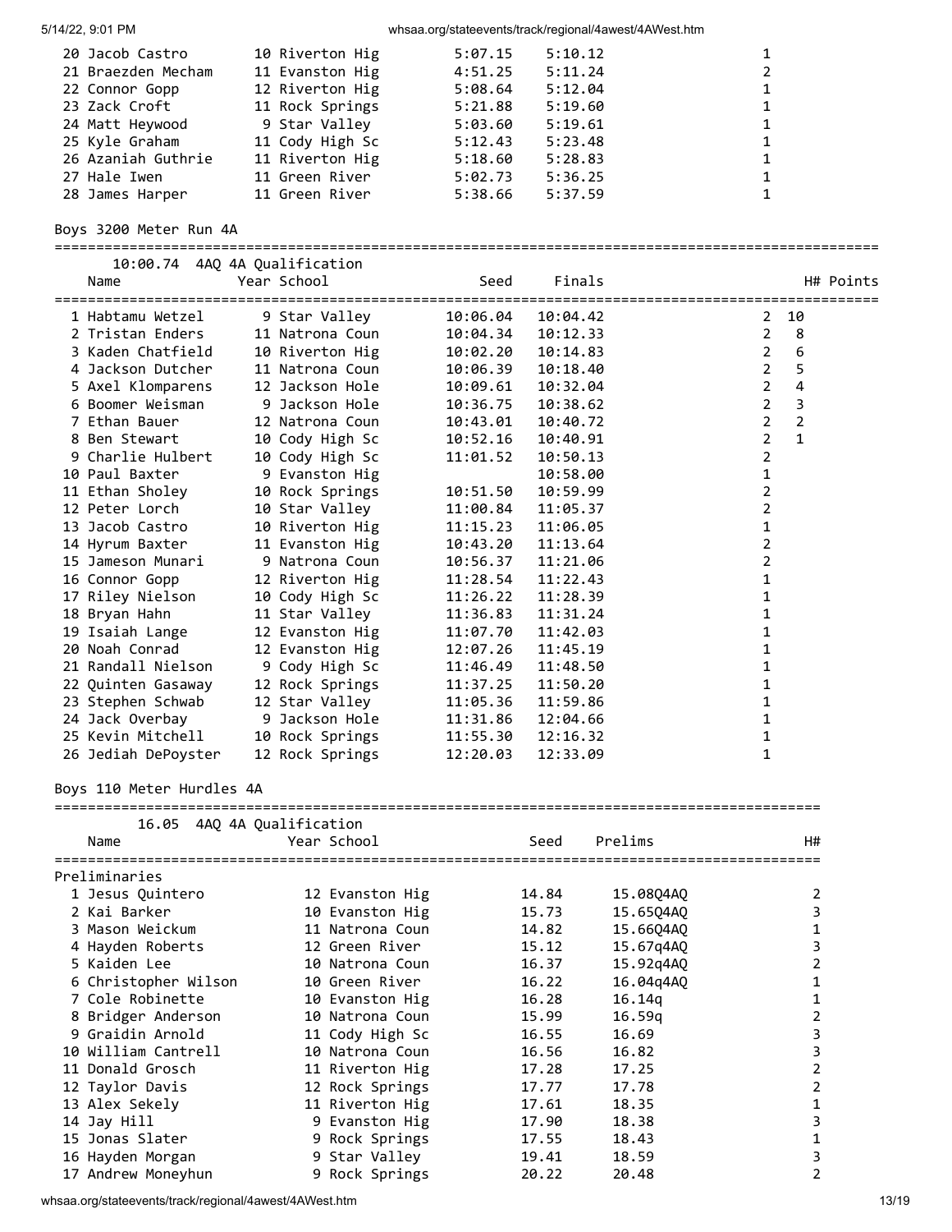| Place | Name | Year | School | Seed | Finals | H# | Points |
|---|---|---|---|---|---|---|---|
| 20 | Jacob Castro | 10 | Riverton Hig | 5:07.15 | 5:10.12 | 1 | |
| 21 | Braezden Mecham | 11 | Evanston Hig | 4:51.25 | 5:11.24 | 2 | |
| 22 | Connor Gopp | 12 | Riverton Hig | 5:08.64 | 5:12.04 | 1 | |
| 23 | Zack Croft | 11 | Rock Springs | 5:21.88 | 5:19.60 | 1 | |
| 24 | Matt Heywood | 9 | Star Valley | 5:03.60 | 5:19.61 | 1 | |
| 25 | Kyle Graham | 11 | Cody High Sc | 5:12.43 | 5:23.48 | 1 | |
| 26 | Azaniah Guthrie | 11 | Riverton Hig | 5:18.60 | 5:28.83 | 1 | |
| 27 | Hale Iwen | 11 | Green River | 5:02.73 | 5:36.25 | 1 | |
| 28 | James Harper | 11 | Green River | 5:38.66 | 5:37.59 | 1 | |

## Boys 3200 Meter Run 4A

10:00.74 4AQ 4A Qualification

| Place | Name | Year | School | Seed | Finals | H# | Points |
|---|---|---|---|---|---|---|---|
| 1 | Habtamu Wetzel | 9 | Star Valley | 10:06.04 | 10:04.42 | 2 | 10 |
| 2 | Tristan Enders | 11 | Natrona Coun | 10:04.34 | 10:12.33 | 2 | 8 |
| 3 | Kaden Chatfield | 10 | Riverton Hig | 10:02.20 | 10:14.83 | 2 | 6 |
| 4 | Jackson Dutcher | 11 | Natrona Coun | 10:06.39 | 10:18.40 | 2 | 5 |
| 5 | Axel Klomparens | 12 | Jackson Hole | 10:09.61 | 10:32.04 | 2 | 4 |
| 6 | Boomer Weisman | 9 | Jackson Hole | 10:36.75 | 10:38.62 | 2 | 3 |
| 7 | Ethan Bauer | 12 | Natrona Coun | 10:43.01 | 10:40.72 | 2 | 2 |
| 8 | Ben Stewart | 10 | Cody High Sc | 10:52.16 | 10:40.91 | 2 | 1 |
| 9 | Charlie Hulbert | 10 | Cody High Sc | 11:01.52 | 10:50.13 | 2 | |
| 10 | Paul Baxter | 9 | Evanston Hig | | 10:58.00 | 1 | |
| 11 | Ethan Sholey | 10 | Rock Springs | 10:51.50 | 10:59.99 | 2 | |
| 12 | Peter Lorch | 10 | Star Valley | 11:00.84 | 11:05.37 | 2 | |
| 13 | Jacob Castro | 10 | Riverton Hig | 11:15.23 | 11:06.05 | 1 | |
| 14 | Hyrum Baxter | 11 | Evanston Hig | 10:43.20 | 11:13.64 | 2 | |
| 15 | Jameson Munari | 9 | Natrona Coun | 10:56.37 | 11:21.06 | 2 | |
| 16 | Connor Gopp | 12 | Riverton Hig | 11:28.54 | 11:22.43 | 1 | |
| 17 | Riley Nielson | 10 | Cody High Sc | 11:26.22 | 11:28.39 | 1 | |
| 18 | Bryan Hahn | 11 | Star Valley | 11:36.83 | 11:31.24 | 1 | |
| 19 | Isaiah Lange | 12 | Evanston Hig | 11:07.70 | 11:42.03 | 1 | |
| 20 | Noah Conrad | 12 | Evanston Hig | 12:07.26 | 11:45.19 | 1 | |
| 21 | Randall Nielson | 9 | Cody High Sc | 11:46.49 | 11:48.50 | 1 | |
| 22 | Quinten Gasaway | 12 | Rock Springs | 11:37.25 | 11:50.20 | 1 | |
| 23 | Stephen Schwab | 12 | Star Valley | 11:05.36 | 11:59.86 | 1 | |
| 24 | Jack Overbay | 9 | Jackson Hole | 11:31.86 | 12:04.66 | 1 | |
| 25 | Kevin Mitchell | 10 | Rock Springs | 11:55.30 | 12:16.32 | 1 | |
| 26 | Jediah DePoyster | 12 | Rock Springs | 12:20.03 | 12:33.09 | 1 | |

## Boys 110 Meter Hurdles 4A

16.05 4AQ 4A Qualification

Preliminaries

| Place | Name | Year | School | Seed | Prelims | H# |
|---|---|---|---|---|---|---|
| 1 | Jesus Quintero | 12 | Evanston Hig | 14.84 | 15.08Q4AQ | 2 |
| 2 | Kai Barker | 10 | Evanston Hig | 15.73 | 15.65Q4AQ | 3 |
| 3 | Mason Weickum | 11 | Natrona Coun | 14.82 | 15.66Q4AQ | 1 |
| 4 | Hayden Roberts | 12 | Green River | 15.12 | 15.67q4AQ | 3 |
| 5 | Kaiden Lee | 10 | Natrona Coun | 16.37 | 15.92q4AQ | 2 |
| 6 | Christopher Wilson | 10 | Green River | 16.22 | 16.04q4AQ | 1 |
| 7 | Cole Robinette | 10 | Evanston Hig | 16.28 | 16.14q | 1 |
| 8 | Bridger Anderson | 10 | Natrona Coun | 15.99 | 16.59q | 2 |
| 9 | Graidin Arnold | 11 | Cody High Sc | 16.55 | 16.69 | 3 |
| 10 | William Cantrell | 10 | Natrona Coun | 16.56 | 16.82 | 3 |
| 11 | Donald Grosch | 11 | Riverton Hig | 17.28 | 17.25 | 2 |
| 12 | Taylor Davis | 12 | Rock Springs | 17.77 | 17.78 | 2 |
| 13 | Alex Sekely | 11 | Riverton Hig | 17.61 | 18.35 | 1 |
| 14 | Jay Hill | 9 | Evanston Hig | 17.90 | 18.38 | 3 |
| 15 | Jonas Slater | 9 | Rock Springs | 17.55 | 18.43 | 1 |
| 16 | Hayden Morgan | 9 | Star Valley | 19.41 | 18.59 | 3 |
| 17 | Andrew Moneyhun | 9 | Rock Springs | 20.22 | 20.48 | 2 |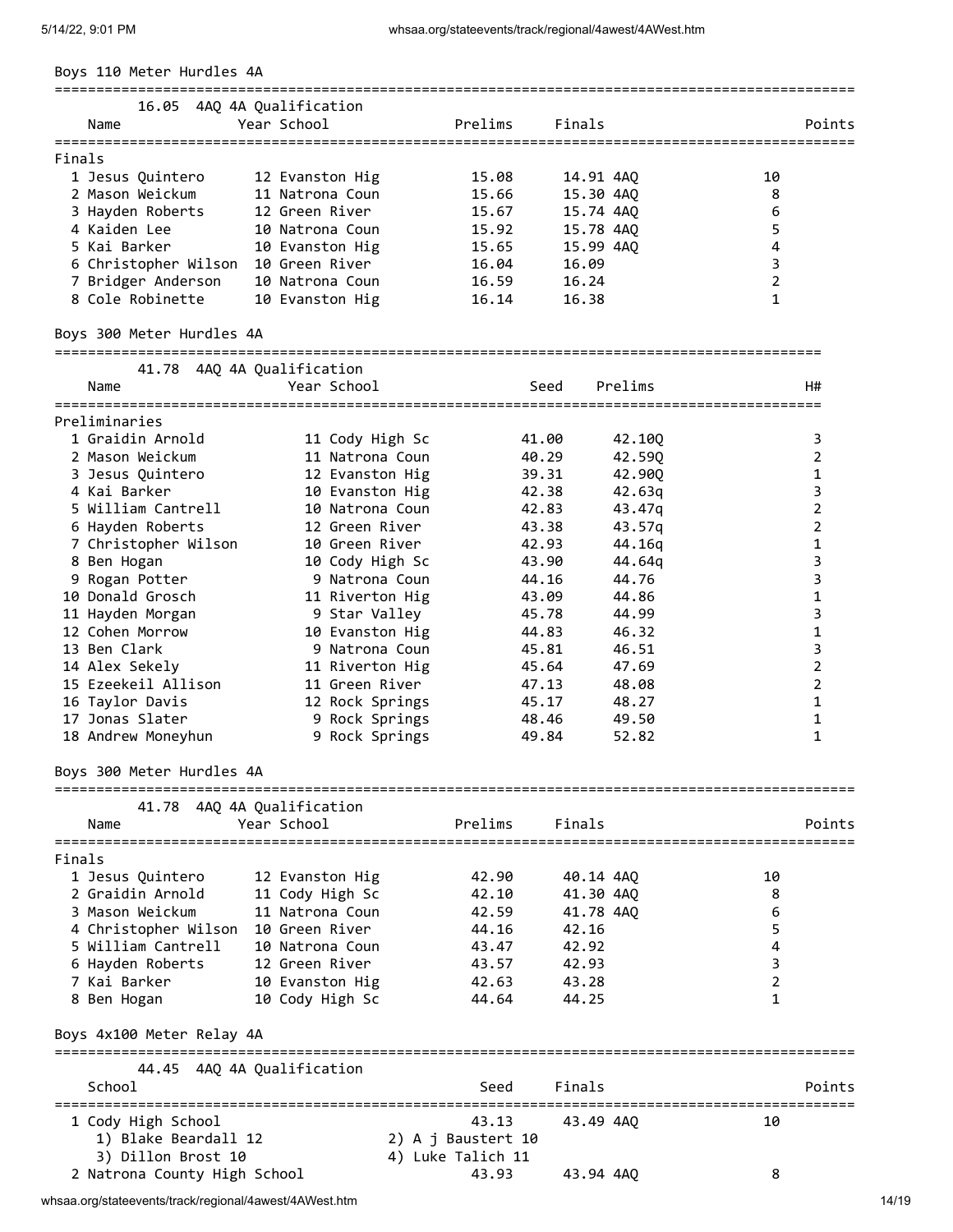## Boys 110 Meter Hurdles 4A

16.05 4AQ 4A Qualification

**Finals**

| Place | Name | Year | School | Prelims | Finals | Points |
|---|---|---|---|---|---|---|
| 1 | Jesus Quintero | 12 | Evanston Hig | 15.08 | 14.91 4AQ | 10 |
| 2 | Mason Weickum | 11 | Natrona Coun | 15.66 | 15.30 4AQ | 8 |
| 3 | Hayden Roberts | 12 | Green River | 15.67 | 15.74 4AQ | 6 |
| 4 | Kaiden Lee | 10 | Natrona Coun | 15.92 | 15.78 4AQ | 5 |
| 5 | Kai Barker | 10 | Evanston Hig | 15.65 | 15.99 4AQ | 4 |
| 6 | Christopher Wilson | 10 | Green River | 16.04 | 16.09 | 3 |
| 7 | Bridger Anderson | 10 | Natrona Coun | 16.59 | 16.24 | 2 |
| 8 | Cole Robinette | 10 | Evanston Hig | 16.14 | 16.38 | 1 |

## Boys 300 Meter Hurdles 4A

41.78 4AQ 4A Qualification

**Preliminaries**

| Place | Name | Year | School | Seed | Prelims | H# |
|---|---|---|---|---|---|---|
| 1 | Graidin Arnold | 11 | Cody High Sc | 41.00 | 42.10Q | 3 |
| 2 | Mason Weickum | 11 | Natrona Coun | 40.29 | 42.59Q | 2 |
| 3 | Jesus Quintero | 12 | Evanston Hig | 39.31 | 42.90Q | 1 |
| 4 | Kai Barker | 10 | Evanston Hig | 42.38 | 42.63q | 3 |
| 5 | William Cantrell | 10 | Natrona Coun | 42.83 | 43.47q | 2 |
| 6 | Hayden Roberts | 12 | Green River | 43.38 | 43.57q | 2 |
| 7 | Christopher Wilson | 10 | Green River | 42.93 | 44.16q | 1 |
| 8 | Ben Hogan | 10 | Cody High Sc | 43.90 | 44.64q | 3 |
| 9 | Rogan Potter | 9 | Natrona Coun | 44.16 | 44.76 | 3 |
| 10 | Donald Grosch | 11 | Riverton Hig | 43.09 | 44.86 | 1 |
| 11 | Hayden Morgan | 9 | Star Valley | 45.78 | 44.99 | 3 |
| 12 | Cohen Morrow | 10 | Evanston Hig | 44.83 | 46.32 | 1 |
| 13 | Ben Clark | 9 | Natrona Coun | 45.81 | 46.51 | 3 |
| 14 | Alex Sekely | 11 | Riverton Hig | 45.64 | 47.69 | 2 |
| 15 | Ezeekeil Allison | 11 | Green River | 47.13 | 48.08 | 2 |
| 16 | Taylor Davis | 12 | Rock Springs | 45.17 | 48.27 | 1 |
| 17 | Jonas Slater | 9 | Rock Springs | 48.46 | 49.50 | 1 |
| 18 | Andrew Moneyhun | 9 | Rock Springs | 49.84 | 52.82 | 1 |

## Boys 300 Meter Hurdles 4A

41.78 4AQ 4A Qualification

**Finals**

| Place | Name | Year | School | Prelims | Finals | Points |
|---|---|---|---|---|---|---|
| 1 | Jesus Quintero | 12 | Evanston Hig | 42.90 | 40.14 4AQ | 10 |
| 2 | Graidin Arnold | 11 | Cody High Sc | 42.10 | 41.30 4AQ | 8 |
| 3 | Mason Weickum | 11 | Natrona Coun | 42.59 | 41.78 4AQ | 6 |
| 4 | Christopher Wilson | 10 | Green River | 44.16 | 42.16 | 5 |
| 5 | William Cantrell | 10 | Natrona Coun | 43.47 | 42.92 | 4 |
| 6 | Hayden Roberts | 12 | Green River | 43.57 | 42.93 | 3 |
| 7 | Kai Barker | 10 | Evanston Hig | 42.63 | 43.28 | 2 |
| 8 | Ben Hogan | 10 | Cody High Sc | 44.64 | 44.25 | 1 |

## Boys 4x100 Meter Relay 4A

44.45 4AQ 4A Qualification

| Place | School | Seed | Finals | Points |
|---|---|---|---|---|
| 1 | Cody High School | 43.13 | 43.49 4AQ | 10 |
| | 1) Blake Beardall 12; 2) A j Baustert 10; 3) Dillon Brost 10; 4) Luke Talich 11 | | | |
| 2 | Natrona County High School | 43.93 | 43.94 4AQ | 8 |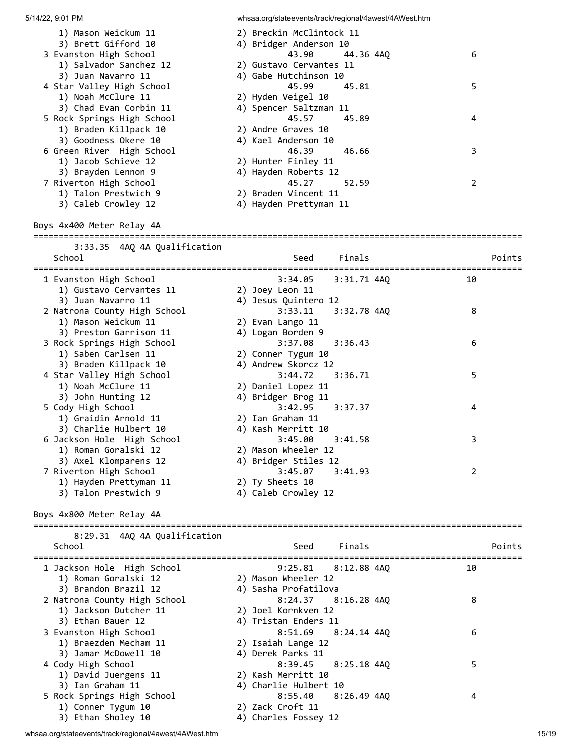| School | Seed | Finals | Points |
|---|---|---|---|
| 1) Mason Weickum 11 | 2) Breckin McClintock 11 | | |
| 3) Brett Gifford 10 | 4) Bridger Anderson 10 | | |
| 3 Evanston High School | 43.90 | 44.36 4AQ | 6 |
| 1) Salvador Sanchez 12 | 2) Gustavo Cervantes 11 | | |
| 3) Juan Navarro 11 | 4) Gabe Hutchinson 10 | | |
| 4 Star Valley High School | 45.99 | 45.81 | 5 |
| 1) Noah McClure 11 | 2) Hyden Veigel 10 | | |
| 3) Chad Evan Corbin 11 | 4) Spencer Saltzman 11 | | |
| 5 Rock Springs High School | 45.57 | 45.89 | 4 |
| 1) Braden Killpack 10 | 2) Andre Graves 10 | | |
| 3) Goodness Okere 10 | 4) Kael Anderson 10 | | |
| 6 Green River High School | 46.39 | 46.66 | 3 |
| 1) Jacob Schieve 12 | 2) Hunter Finley 11 | | |
| 3) Brayden Lennon 9 | 4) Hayden Roberts 12 | | |
| 7 Riverton High School | 45.27 | 52.59 | 2 |
| 1) Talon Prestwich 9 | 2) Braden Vincent 11 | | |
| 3) Caleb Crowley 12 | 4) Hayden Prettyman 11 | | |

## Boys 4x400 Meter Relay 4A

3:33.35 4AQ 4A Qualification

| School | Seed | Finals | Points |
|---|---|---|---|
| 1 Evanston High School | 3:34.05 | 3:31.71 4AQ | 10 |
| 1) Gustavo Cervantes 11 | 2) Joey Leon 11 | | |
| 3) Juan Navarro 11 | 4) Jesus Quintero 12 | | |
| 2 Natrona County High School | 3:33.11 | 3:32.78 4AQ | 8 |
| 1) Mason Weickum 11 | 2) Evan Lango 11 | | |
| 3) Preston Garrison 11 | 4) Logan Borden 9 | | |
| 3 Rock Springs High School | 3:37.08 | 3:36.43 | 6 |
| 1) Saben Carlsen 11 | 2) Conner Tygum 10 | | |
| 3) Braden Killpack 10 | 4) Andrew Skorcz 12 | | |
| 4 Star Valley High School | 3:44.72 | 3:36.71 | 5 |
| 1) Noah McClure 11 | 2) Daniel Lopez 11 | | |
| 3) John Hunting 12 | 4) Bridger Brog 11 | | |
| 5 Cody High School | 3:42.95 | 3:37.37 | 4 |
| 1) Graidin Arnold 11 | 2) Ian Graham 11 | | |
| 3) Charlie Hulbert 10 | 4) Kash Merritt 10 | | |
| 6 Jackson Hole High School | 3:45.00 | 3:41.58 | 3 |
| 1) Roman Goralski 12 | 2) Mason Wheeler 12 | | |
| 3) Axel Klomparens 12 | 4) Bridger Stiles 12 | | |
| 7 Riverton High School | 3:45.07 | 3:41.93 | 2 |
| 1) Hayden Prettyman 11 | 2) Ty Sheets 10 | | |
| 3) Talon Prestwich 9 | 4) Caleb Crowley 12 | | |

## Boys 4x800 Meter Relay 4A

8:29.31 4AQ 4A Qualification

| School | Seed | Finals | Points |
|---|---|---|---|
| 1 Jackson Hole High School | 9:25.81 | 8:12.88 4AQ | 10 |
| 1) Roman Goralski 12 | 2) Mason Wheeler 12 | | |
| 3) Brandon Brazil 12 | 4) Sasha Profatilova | | |
| 2 Natrona County High School | 8:24.37 | 8:16.28 4AQ | 8 |
| 1) Jackson Dutcher 11 | 2) Joel Kornkven 12 | | |
| 3) Ethan Bauer 12 | 4) Tristan Enders 11 | | |
| 3 Evanston High School | 8:51.69 | 8:24.14 4AQ | 6 |
| 1) Braezden Mecham 11 | 2) Isaiah Lange 12 | | |
| 3) Jamar McDowell 10 | 4) Derek Parks 11 | | |
| 4 Cody High School | 8:39.45 | 8:25.18 4AQ | 5 |
| 1) David Juergens 11 | 2) Kash Merritt 10 | | |
| 3) Ian Graham 11 | 4) Charlie Hulbert 10 | | |
| 5 Rock Springs High School | 8:55.40 | 8:26.49 4AQ | 4 |
| 1) Conner Tygum 10 | 2) Zack Croft 11 | | |
| 3) Ethan Sholey 10 | 4) Charles Fossey 12 | | |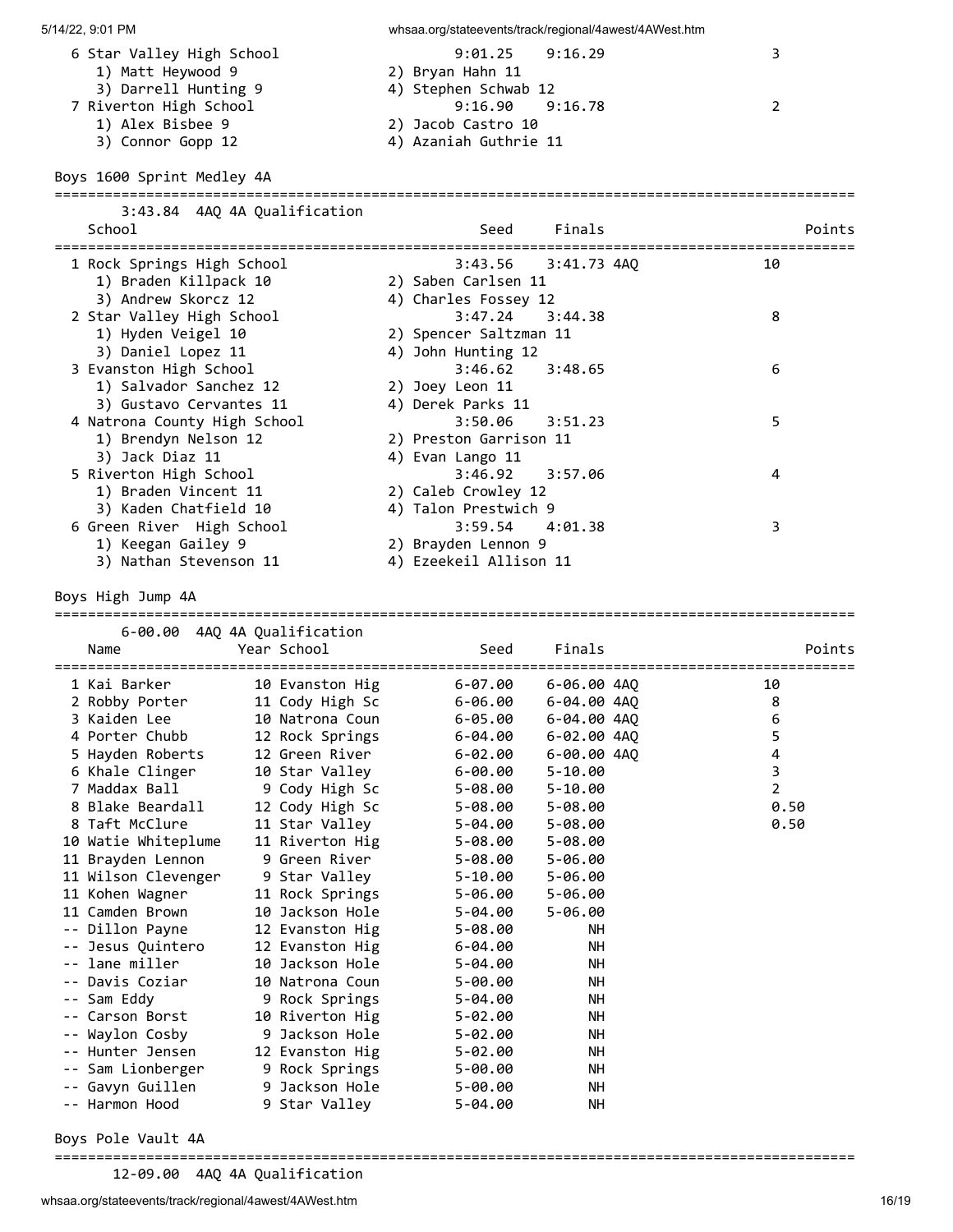| | | Seed | Finals | Points |
|---|---|---|---|---|
| 6 Star Valley High School | | 9:01.25 | 9:16.29 | 3 |
| 1) Matt Heywood 9 | 2) Bryan Hahn 11 | | | |
| 3) Darrell Hunting 9 | 4) Stephen Schwab 12 | | | |
| 7 Riverton High School | | 9:16.90 | 9:16.78 | 2 |
| 1) Alex Bisbee 9 | 2) Jacob Castro 10 | | | |
| 3) Connor Gopp 12 | 4) Azaniah Guthrie 11 | | | |

## Boys 1600 Sprint Medley 4A

3:43.84 4AQ 4A Qualification

| School | | Seed | Finals | Points |
|---|---|---|---|---|
| 1 Rock Springs High School | | 3:43.56 | 3:41.73 4AQ | 10 |
| 1) Braden Killpack 10 | 2) Saben Carlsen 11 | | | |
| 3) Andrew Skorcz 12 | 4) Charles Fossey 12 | | | |
| 2 Star Valley High School | | 3:47.24 | 3:44.38 | 8 |
| 1) Hyden Veigel 10 | 2) Spencer Saltzman 11 | | | |
| 3) Daniel Lopez 11 | 4) John Hunting 12 | | | |
| 3 Evanston High School | | 3:46.62 | 3:48.65 | 6 |
| 1) Salvador Sanchez 12 | 2) Joey Leon 11 | | | |
| 3) Gustavo Cervantes 11 | 4) Derek Parks 11 | | | |
| 4 Natrona County High School | | 3:50.06 | 3:51.23 | 5 |
| 1) Brendyn Nelson 12 | 2) Preston Garrison 11 | | | |
| 3) Jack Diaz 11 | 4) Evan Lango 11 | | | |
| 5 Riverton High School | | 3:46.92 | 3:57.06 | 4 |
| 1) Braden Vincent 11 | 2) Caleb Crowley 12 | | | |
| 3) Kaden Chatfield 10 | 4) Talon Prestwich 9 | | | |
| 6 Green River High School | | 3:59.54 | 4:01.38 | 3 |
| 1) Keegan Gailey 9 | 2) Brayden Lennon 9 | | | |
| 3) Nathan Stevenson 11 | 4) Ezeekeil Allison 11 | | | |

## Boys High Jump 4A

6-00.00 4AQ 4A Qualification

| | Name | Year School | Seed | Finals | Points |
|---|---|---|---|---|---|
| 1 | Kai Barker | 10 Evanston Hig | 6-07.00 | 6-06.00 4AQ | 10 |
| 2 | Robby Porter | 11 Cody High Sc | 6-06.00 | 6-04.00 4AQ | 8 |
| 3 | Kaiden Lee | 10 Natrona Coun | 6-05.00 | 6-04.00 4AQ | 6 |
| 4 | Porter Chubb | 12 Rock Springs | 6-04.00 | 6-02.00 4AQ | 5 |
| 5 | Hayden Roberts | 12 Green River | 6-02.00 | 6-00.00 4AQ | 4 |
| 6 | Khale Clinger | 10 Star Valley | 6-00.00 | 5-10.00 | 3 |
| 7 | Maddax Ball | 9 Cody High Sc | 5-08.00 | 5-10.00 | 2 |
| 8 | Blake Beardall | 12 Cody High Sc | 5-08.00 | 5-08.00 | 0.50 |
| 8 | Taft McClure | 11 Star Valley | 5-04.00 | 5-08.00 | 0.50 |
| 10 | Watie Whiteplume | 11 Riverton Hig | 5-08.00 | 5-08.00 | |
| 11 | Brayden Lennon | 9 Green River | 5-08.00 | 5-06.00 | |
| 11 | Wilson Clevenger | 9 Star Valley | 5-10.00 | 5-06.00 | |
| 11 | Kohen Wagner | 11 Rock Springs | 5-06.00 | 5-06.00 | |
| 11 | Camden Brown | 10 Jackson Hole | 5-04.00 | 5-06.00 | |
| -- | Dillon Payne | 12 Evanston Hig | 5-08.00 | NH | |
| -- | Jesus Quintero | 12 Evanston Hig | 6-04.00 | NH | |
| -- | lane miller | 10 Jackson Hole | 5-04.00 | NH | |
| -- | Davis Coziar | 10 Natrona Coun | 5-00.00 | NH | |
| -- | Sam Eddy | 9 Rock Springs | 5-04.00 | NH | |
| -- | Carson Borst | 10 Riverton Hig | 5-02.00 | NH | |
| -- | Waylon Cosby | 9 Jackson Hole | 5-02.00 | NH | |
| -- | Hunter Jensen | 12 Evanston Hig | 5-02.00 | NH | |
| -- | Sam Lionberger | 9 Rock Springs | 5-00.00 | NH | |
| -- | Gavyn Guillen | 9 Jackson Hole | 5-00.00 | NH | |
| -- | Harmon Hood | 9 Star Valley | 5-04.00 | NH | |

## Boys Pole Vault 4A

12-09.00 4AQ 4A Qualification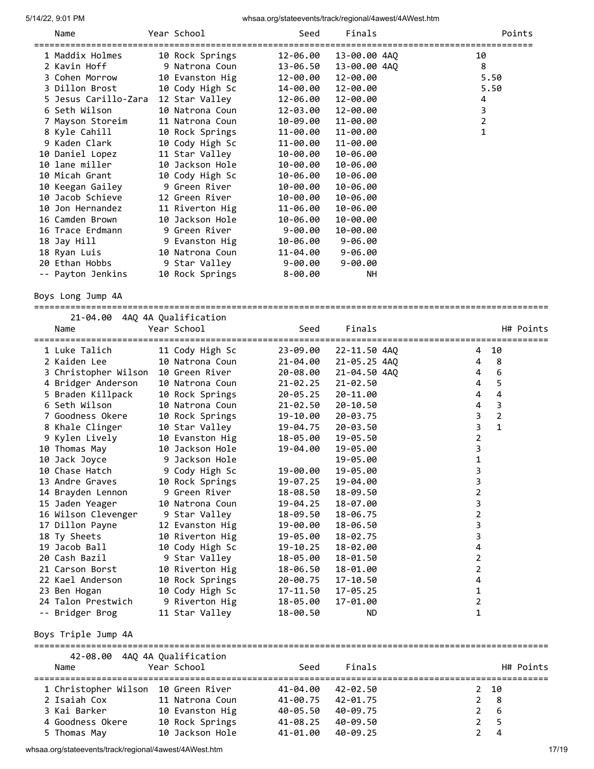| Name | Year | School | Seed | Finals | | Points |
|---|---|---|---|---|---|---|
| 1 Maddix Holmes | 10 | Rock Springs | 12-06.00 | 13-00.00 | 4AQ | 10 |
| 2 Kavin Hoff | 9 | Natrona Coun | 13-06.50 | 13-00.00 | 4AQ | 8 |
| 3 Cohen Morrow | 10 | Evanston Hig | 12-00.00 | 12-00.00 | | 5.50 |
| 3 Dillon Brost | 10 | Cody High Sc | 14-00.00 | 12-00.00 | | 5.50 |
| 5 Jesus Carillo-Zara | 12 | Star Valley | 12-06.00 | 12-00.00 | | 4 |
| 6 Seth Wilson | 10 | Natrona Coun | 12-03.00 | 12-00.00 | | 3 |
| 7 Mayson Storeim | 11 | Natrona Coun | 10-09.00 | 11-00.00 | | 2 |
| 8 Kyle Cahill | 10 | Rock Springs | 11-00.00 | 11-00.00 | | 1 |
| 9 Kaden Clark | 10 | Cody High Sc | 11-00.00 | 11-00.00 | | |
| 10 Daniel Lopez | 11 | Star Valley | 10-00.00 | 10-06.00 | | |
| 10 lane miller | 10 | Jackson Hole | 10-00.00 | 10-06.00 | | |
| 10 Micah Grant | 10 | Cody High Sc | 10-06.00 | 10-06.00 | | |
| 10 Keegan Gailey | 9 | Green River | 10-00.00 | 10-06.00 | | |
| 10 Jacob Schieve | 12 | Green River | 10-00.00 | 10-06.00 | | |
| 10 Jon Hernandez | 11 | Riverton Hig | 11-06.00 | 10-06.00 | | |
| 16 Camden Brown | 10 | Jackson Hole | 10-06.00 | 10-00.00 | | |
| 16 Trace Erdmann | 9 | Green River | 9-00.00 | 10-00.00 | | |
| 18 Jay Hill | 9 | Evanston Hig | 10-06.00 | 9-06.00 | | |
| 18 Ryan Luis | 10 | Natrona Coun | 11-04.00 | 9-06.00 | | |
| 20 Ethan Hobbs | 9 | Star Valley | 9-00.00 | 9-00.00 | | |
| -- Payton Jenkins | 10 | Rock Springs | 8-00.00 | NH | | |

## Boys Long Jump 4A

21-04.00 4AQ 4A Qualification

| Name | Year | School | Seed | Finals | | H# | Points |
|---|---|---|---|---|---|---|---|
| 1 Luke Talich | 11 | Cody High Sc | 23-09.00 | 22-11.50 | 4AQ | 4 | 10 |
| 2 Kaiden Lee | 10 | Natrona Coun | 21-04.00 | 21-05.25 | 4AQ | 4 | 8 |
| 3 Christopher Wilson | 10 | Green River | 20-08.00 | 21-04.50 | 4AQ | 4 | 6 |
| 4 Bridger Anderson | 10 | Natrona Coun | 21-02.25 | 21-02.50 | | 4 | 5 |
| 5 Braden Killpack | 10 | Rock Springs | 20-05.25 | 20-11.00 | | 4 | 4 |
| 6 Seth Wilson | 10 | Natrona Coun | 21-02.50 | 20-10.50 | | 4 | 3 |
| 7 Goodness Okere | 10 | Rock Springs | 19-10.00 | 20-03.75 | | 3 | 2 |
| 8 Khale Clinger | 10 | Star Valley | 19-04.75 | 20-03.50 | | 3 | 1 |
| 9 Kylen Lively | 10 | Evanston Hig | 18-05.00 | 19-05.50 | | 2 | |
| 10 Thomas May | 10 | Jackson Hole | 19-04.00 | 19-05.00 | | 3 | |
| 10 Jack Joyce | 9 | Jackson Hole | | 19-05.00 | | 1 | |
| 10 Chase Hatch | 9 | Cody High Sc | 19-00.00 | 19-05.00 | | 3 | |
| 13 Andre Graves | 10 | Rock Springs | 19-07.25 | 19-04.00 | | 3 | |
| 14 Brayden Lennon | 9 | Green River | 18-08.50 | 18-09.50 | | 2 | |
| 15 Jaden Yeager | 10 | Natrona Coun | 19-04.25 | 18-07.00 | | 3 | |
| 16 Wilson Clevenger | 9 | Star Valley | 18-09.50 | 18-06.75 | | 2 | |
| 17 Dillon Payne | 12 | Evanston Hig | 19-00.00 | 18-06.50 | | 3 | |
| 18 Ty Sheets | 10 | Riverton Hig | 19-05.00 | 18-02.75 | | 3 | |
| 19 Jacob Ball | 10 | Cody High Sc | 19-10.25 | 18-02.00 | | 4 | |
| 20 Cash Bazil | 9 | Star Valley | 18-05.00 | 18-01.50 | | 2 | |
| 21 Carson Borst | 10 | Riverton Hig | 18-06.50 | 18-01.00 | | 2 | |
| 22 Kael Anderson | 10 | Rock Springs | 20-00.75 | 17-10.50 | | 4 | |
| 23 Ben Hogan | 10 | Cody High Sc | 17-11.50 | 17-05.25 | | 1 | |
| 24 Talon Prestwich | 9 | Riverton Hig | 18-05.00 | 17-01.00 | | 2 | |
| -- Bridger Brog | 11 | Star Valley | 18-00.50 | ND | | 1 | |

## Boys Triple Jump 4A

42-08.00 4AQ 4A Qualification

| Name | Year | School | Seed | Finals | H# | Points |
|---|---|---|---|---|---|---|
| 1 Christopher Wilson | 10 | Green River | 41-04.00 | 42-02.50 | 2 | 10 |
| 2 Isaiah Cox | 11 | Natrona Coun | 41-00.75 | 42-01.75 | 2 | 8 |
| 3 Kai Barker | 10 | Evanston Hig | 40-05.50 | 40-09.75 | 2 | 6 |
| 4 Goodness Okere | 10 | Rock Springs | 41-08.25 | 40-09.50 | 2 | 5 |
| 5 Thomas May | 10 | Jackson Hole | 41-01.00 | 40-09.25 | 2 | 4 |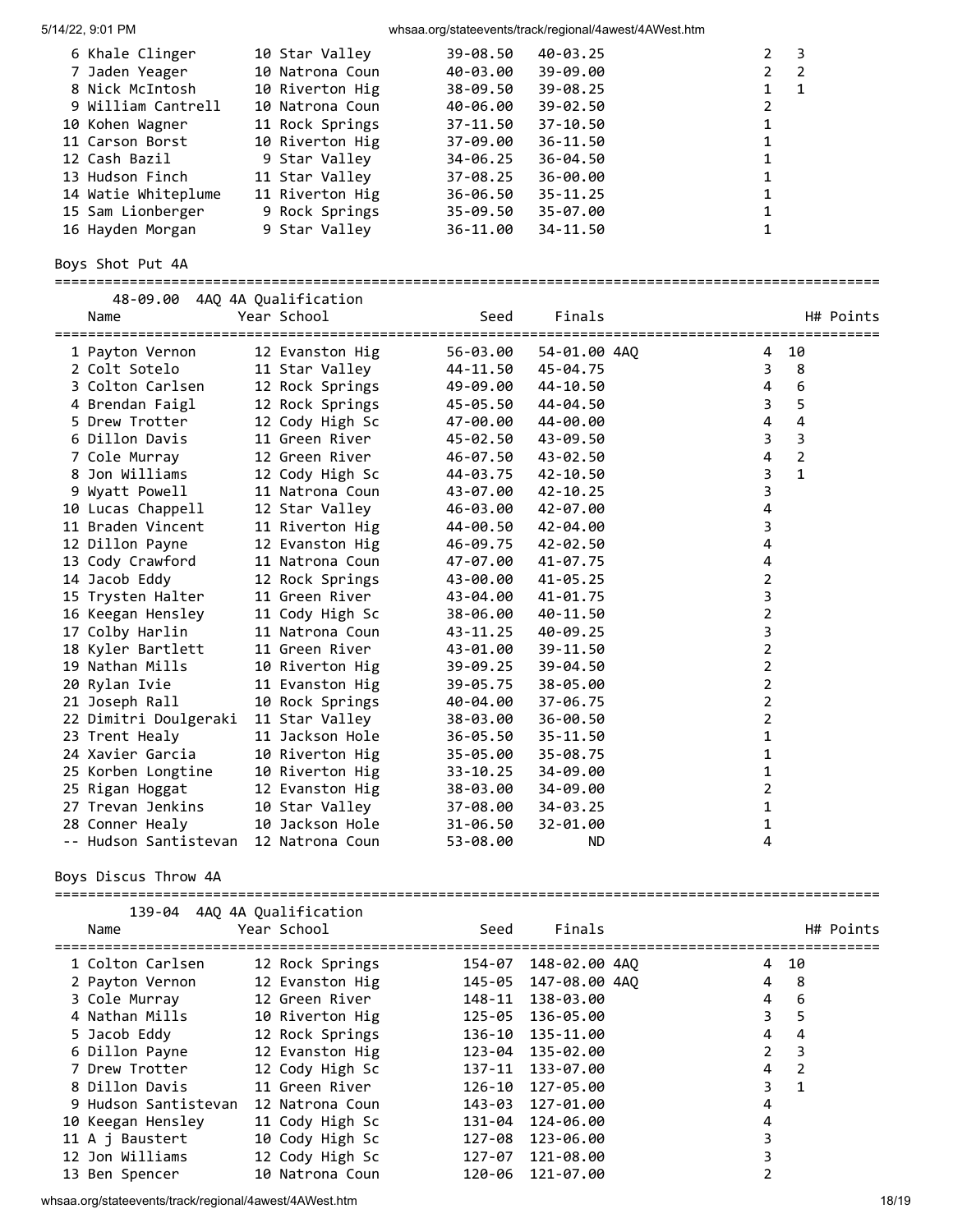| Place | Name | Year | School | Seed | Finals | H# | Points |
|---|---|---|---|---|---|---|---|
| 6 | Khale Clinger | 10 | Star Valley | 39-08.50 | 40-03.25 | 2 | 3 |
| 7 | Jaden Yeager | 10 | Natrona Coun | 40-03.00 | 39-09.00 | 2 | 2 |
| 8 | Nick McIntosh | 10 | Riverton Hig | 38-09.50 | 39-08.25 | 1 | 1 |
| 9 | William Cantrell | 10 | Natrona Coun | 40-06.00 | 39-02.50 | 2 | |
| 10 | Kohen Wagner | 11 | Rock Springs | 37-11.50 | 37-10.50 | 1 | |
| 11 | Carson Borst | 10 | Riverton Hig | 37-09.00 | 36-11.50 | 1 | |
| 12 | Cash Bazil | 9 | Star Valley | 34-06.25 | 36-04.50 | 1 | |
| 13 | Hudson Finch | 11 | Star Valley | 37-08.25 | 36-00.00 | 1 | |
| 14 | Watie Whiteplume | 11 | Riverton Hig | 36-06.50 | 35-11.25 | 1 | |
| 15 | Sam Lionberger | 9 | Rock Springs | 35-09.50 | 35-07.00 | 1 | |
| 16 | Hayden Morgan | 9 | Star Valley | 36-11.00 | 34-11.50 | 1 | |

## Boys Shot Put 4A

48-09.00 4AQ 4A Qualification

| Place | Name | Year | School | Seed | Finals | H# | Points |
|---|---|---|---|---|---|---|---|
| 1 | Payton Vernon | 12 | Evanston Hig | 56-03.00 | 54-01.00 4AQ | 4 | 10 |
| 2 | Colt Sotelo | 11 | Star Valley | 44-11.50 | 45-04.75 | 3 | 8 |
| 3 | Colton Carlsen | 12 | Rock Springs | 49-09.00 | 44-10.50 | 4 | 6 |
| 4 | Brendan Faigl | 12 | Rock Springs | 45-05.50 | 44-04.50 | 3 | 5 |
| 5 | Drew Trotter | 12 | Cody High Sc | 47-00.00 | 44-00.00 | 4 | 4 |
| 6 | Dillon Davis | 11 | Green River | 45-02.50 | 43-09.50 | 3 | 3 |
| 7 | Cole Murray | 12 | Green River | 46-07.50 | 43-02.50 | 4 | 2 |
| 8 | Jon Williams | 12 | Cody High Sc | 44-03.75 | 42-10.50 | 3 | 1 |
| 9 | Wyatt Powell | 11 | Natrona Coun | 43-07.00 | 42-10.25 | 3 | |
| 10 | Lucas Chappell | 12 | Star Valley | 46-03.00 | 42-07.00 | 4 | |
| 11 | Braden Vincent | 11 | Riverton Hig | 44-00.50 | 42-04.00 | 3 | |
| 12 | Dillon Payne | 12 | Evanston Hig | 46-09.75 | 42-02.50 | 4 | |
| 13 | Cody Crawford | 11 | Natrona Coun | 47-07.00 | 41-07.75 | 4 | |
| 14 | Jacob Eddy | 12 | Rock Springs | 43-00.00 | 41-05.25 | 2 | |
| 15 | Trysten Halter | 11 | Green River | 43-04.00 | 41-01.75 | 3 | |
| 16 | Keegan Hensley | 11 | Cody High Sc | 38-06.00 | 40-11.50 | 2 | |
| 17 | Colby Harlin | 11 | Natrona Coun | 43-11.25 | 40-09.25 | 3 | |
| 18 | Kyler Bartlett | 11 | Green River | 43-01.00 | 39-11.50 | 2 | |
| 19 | Nathan Mills | 10 | Riverton Hig | 39-09.25 | 39-04.50 | 2 | |
| 20 | Rylan Ivie | 11 | Evanston Hig | 39-05.75 | 38-05.00 | 2 | |
| 21 | Joseph Rall | 10 | Rock Springs | 40-04.00 | 37-06.75 | 2 | |
| 22 | Dimitri Doulgeraki | 11 | Star Valley | 38-03.00 | 36-00.50 | 2 | |
| 23 | Trent Healy | 11 | Jackson Hole | 36-05.50 | 35-11.50 | 1 | |
| 24 | Xavier Garcia | 10 | Riverton Hig | 35-05.00 | 35-08.75 | 1 | |
| 25 | Korben Longtine | 10 | Riverton Hig | 33-10.25 | 34-09.00 | 1 | |
| 25 | Rigan Hoggat | 12 | Evanston Hig | 38-03.00 | 34-09.00 | 2 | |
| 27 | Trevan Jenkins | 10 | Star Valley | 37-08.00 | 34-03.25 | 1 | |
| 28 | Conner Healy | 10 | Jackson Hole | 31-06.50 | 32-01.00 | 1 | |
| -- | Hudson Santistevan | 12 | Natrona Coun | 53-08.00 | ND | 4 | |

## Boys Discus Throw 4A

139-04 4AQ 4A Qualification

| Place | Name | Year | School | Seed | Finals | H# | Points |
|---|---|---|---|---|---|---|---|
| 1 | Colton Carlsen | 12 | Rock Springs | 154-07 | 148-02.00 4AQ | 4 | 10 |
| 2 | Payton Vernon | 12 | Evanston Hig | 145-05 | 147-08.00 4AQ | 4 | 8 |
| 3 | Cole Murray | 12 | Green River | 148-11 | 138-03.00 | 4 | 6 |
| 4 | Nathan Mills | 10 | Riverton Hig | 125-05 | 136-05.00 | 3 | 5 |
| 5 | Jacob Eddy | 12 | Rock Springs | 136-10 | 135-11.00 | 4 | 4 |
| 6 | Dillon Payne | 12 | Evanston Hig | 123-04 | 135-02.00 | 2 | 3 |
| 7 | Drew Trotter | 12 | Cody High Sc | 137-11 | 133-07.00 | 4 | 2 |
| 8 | Dillon Davis | 11 | Green River | 126-10 | 127-05.00 | 3 | 1 |
| 9 | Hudson Santistevan | 12 | Natrona Coun | 143-03 | 127-01.00 | 4 | |
| 10 | Keegan Hensley | 11 | Cody High Sc | 131-04 | 124-06.00 | 4 | |
| 11 | A j Baustert | 10 | Cody High Sc | 127-08 | 123-06.00 | 3 | |
| 12 | Jon Williams | 12 | Cody High Sc | 127-07 | 121-08.00 | 3 | |
| 13 | Ben Spencer | 10 | Natrona Coun | 120-06 | 121-07.00 | 2 | |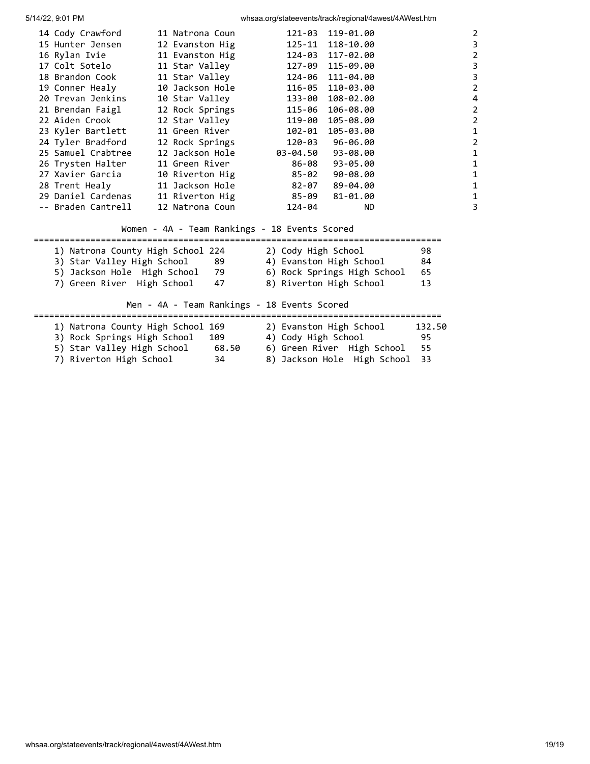| | | | | | | |
|---|---|---|---|---|---|---|
| 14 | Cody Crawford | 11 | Natrona Coun | 121-03 | 119-01.00 | 2 |
| 15 | Hunter Jensen | 12 | Evanston Hig | 125-11 | 118-10.00 | 3 |
| 16 | Rylan Ivie | 11 | Evanston Hig | 124-03 | 117-02.00 | 2 |
| 17 | Colt Sotelo | 11 | Star Valley | 127-09 | 115-09.00 | 3 |
| 18 | Brandon Cook | 11 | Star Valley | 124-06 | 111-04.00 | 3 |
| 19 | Conner Healy | 10 | Jackson Hole | 116-05 | 110-03.00 | 2 |
| 20 | Trevan Jenkins | 10 | Star Valley | 133-00 | 108-02.00 | 4 |
| 21 | Brendan Faigl | 12 | Rock Springs | 115-06 | 106-08.00 | 2 |
| 22 | Aiden Crook | 12 | Star Valley | 119-00 | 105-08.00 | 2 |
| 23 | Kyler Bartlett | 11 | Green River | 102-01 | 105-03.00 | 1 |
| 24 | Tyler Bradford | 12 | Rock Springs | 120-03 | 96-06.00 | 2 |
| 25 | Samuel Crabtree | 12 | Jackson Hole | 03-04.50 | 93-08.00 | 1 |
| 26 | Trysten Halter | 11 | Green River | 86-08 | 93-05.00 | 1 |
| 27 | Xavier Garcia | 10 | Riverton Hig | 85-02 | 90-08.00 | 1 |
| 28 | Trent Healy | 11 | Jackson Hole | 82-07 | 89-04.00 | 1 |
| 29 | Daniel Cardenas | 11 | Riverton Hig | 85-09 | 81-01.00 | 1 |
| -- | Braden Cantrell | 12 | Natrona Coun | 124-04 | ND | 3 |

## Women - 4A - Team Rankings - 18 Events Scored

| | | | |
|---|---|---|---|
| 1) Natrona County High School | 224 | 2) Cody High School | 98 |
| 3) Star Valley High School | 89 | 4) Evanston High School | 84 |
| 5) Jackson Hole High School | 79 | 6) Rock Springs High School | 65 |
| 7) Green River High School | 47 | 8) Riverton High School | 13 |

## Men - 4A - Team Rankings - 18 Events Scored

| | | | |
|---|---|---|---|
| 1) Natrona County High School | 169 | 2) Evanston High School | 132.50 |
| 3) Rock Springs High School | 109 | 4) Cody High School | 95 |
| 5) Star Valley High School | 68.50 | 6) Green River High School | 55 |
| 7) Riverton High School | 34 | 8) Jackson Hole High School | 33 |